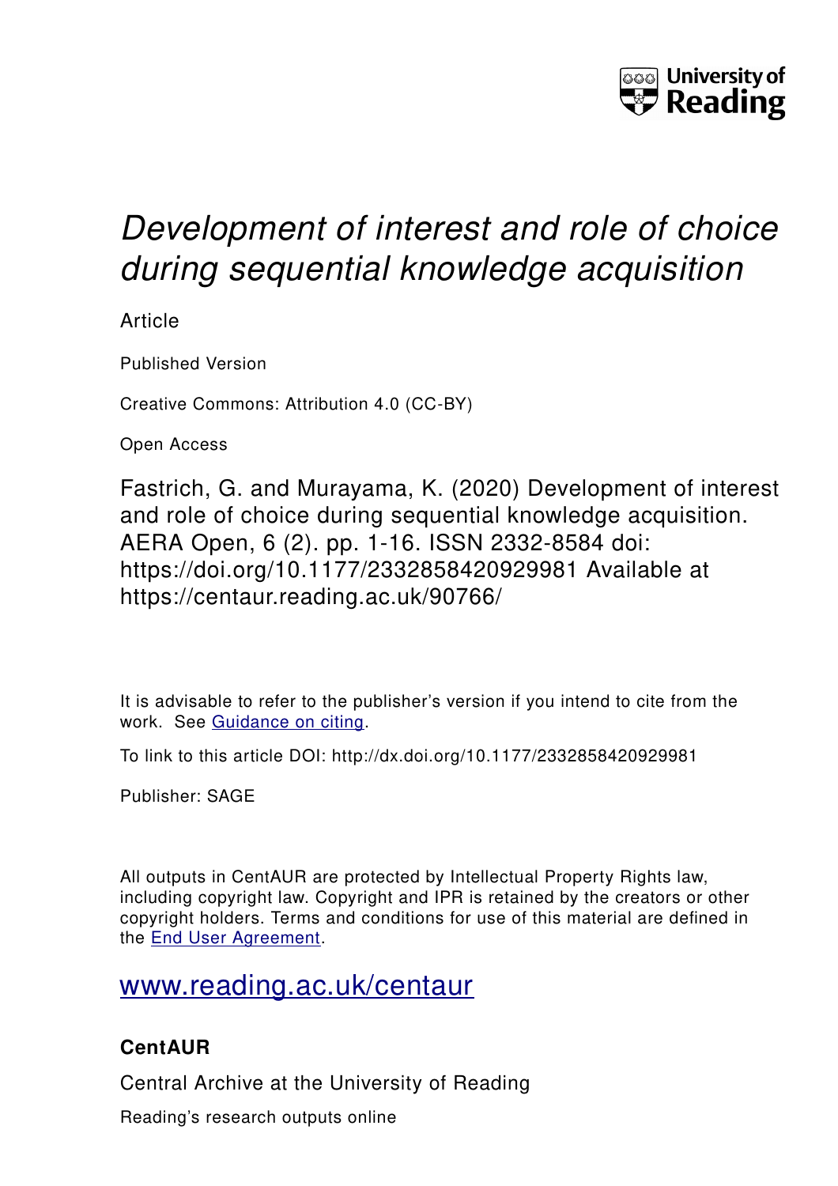University of Reading

# *Development of interest and role of choice during sequential knowledge acquisition*

Article

Published Version

Creative Commons: Attribution 4.0 (CC-BY)

Open Access

Fastrich, G. and Murayama, K. (2020) Development of interest and role of choice during sequential knowledge acquisition. AERA Open, 6 (2). pp. 1-16. ISSN 2332-8584 doi: https://doi.org/10.1177/2332858420929981 Available at https://centaur.reading.ac.uk/90766/

It is advisable to refer to the publisher's version if you intend to cite from the work. See Guidance on citing.

To link to this article DOI: http://dx.doi.org/10.1177/2332858420929981

Publisher: SAGE

All outputs in CentAUR are protected by Intellectual Property Rights law, including copyright law. Copyright and IPR is retained by the creators or other copyright holders. Terms and conditions for use of this material are defined in the End User Agreement.

www.reading.ac.uk/centaur

### CentAUR

Central Archive at the University of Reading

Reading's research outputs online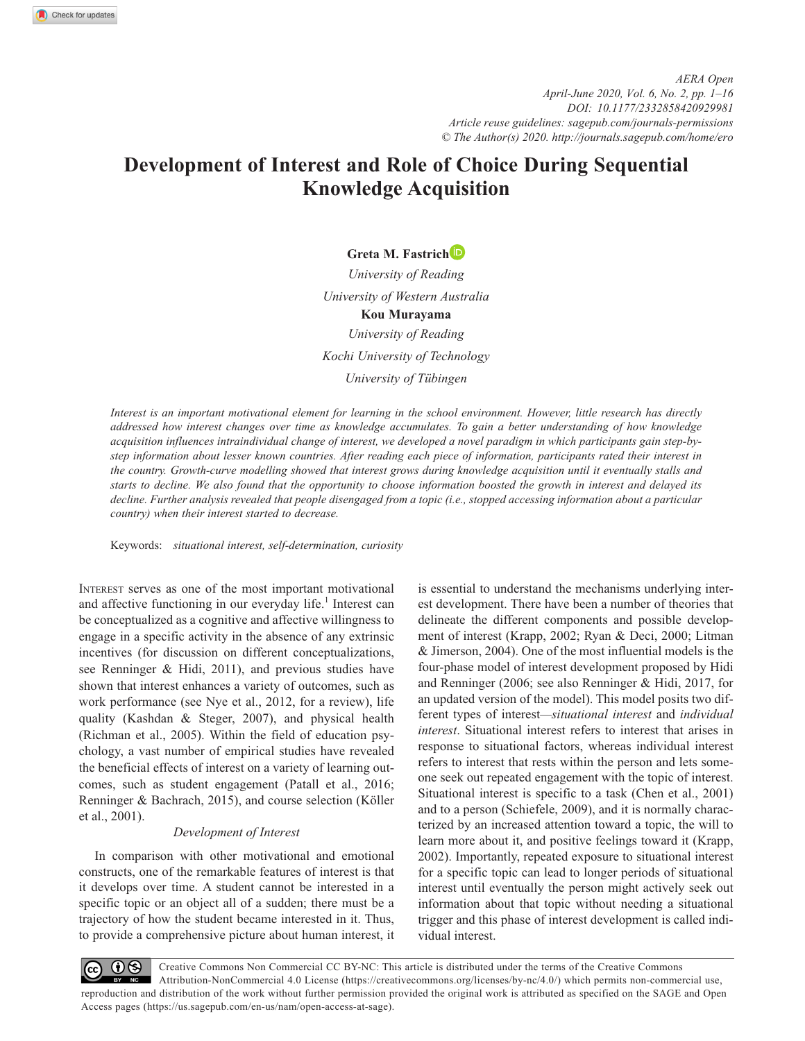# Development of Interest and Role of Choice During Sequential Knowledge Acquisition

**Greta M. Fastrich**

*University of Reading*

*University of Western Australia*

**Kou Murayama**

*University of Reading*

*Kochi University of Technology*

*University of Tübingen*

*Interest is an important motivational element for learning in the school environment. However, little research has directly addressed how interest changes over time as knowledge accumulates. To gain a better understanding of how knowledge acquisition influences intraindividual change of interest, we developed a novel paradigm in which participants gain step-by-step information about lesser known countries. After reading each piece of information, participants rated their interest in the country. Growth-curve modelling showed that interest grows during knowledge acquisition until it eventually stalls and starts to decline. We also found that the opportunity to choose information boosted the growth in interest and delayed its decline. Further analysis revealed that people disengaged from a topic (i.e., stopped accessing information about a particular country) when their interest started to decrease.*

Keywords: *situational interest, self-determination, curiosity*

Interest serves as one of the most important motivational and affective functioning in our everyday life.[1] Interest can be conceptualized as a cognitive and affective willingness to engage in a specific activity in the absence of any extrinsic incentives (for discussion on different conceptualizations, see Renninger & Hidi, 2011), and previous studies have shown that interest enhances a variety of outcomes, such as work performance (see Nye et al., 2012, for a review), life quality (Kashdan & Steger, 2007), and physical health (Richman et al., 2005). Within the field of education psychology, a vast number of empirical studies have revealed the beneficial effects of interest on a variety of learning outcomes, such as student engagement (Patall et al., 2016; Renninger & Bachrach, 2015), and course selection (Köller et al., 2001).

## *Development of Interest*

In comparison with other motivational and emotional constructs, one of the remarkable features of interest is that it develops over time. A student cannot be interested in a specific topic or an object all of a sudden; there must be a trajectory of how the student became interested in it. Thus, to provide a comprehensive picture about human interest, it is essential to understand the mechanisms underlying interest development. There have been a number of theories that delineate the different components and possible development of interest (Krapp, 2002; Ryan & Deci, 2000; Litman & Jimerson, 2004). One of the most influential models is the four-phase model of interest development proposed by Hidi and Renninger (2006; see also Renninger & Hidi, 2017, for an updated version of the model). This model posits two different types of interest—*situational interest* and *individual interest*. Situational interest refers to interest that arises in response to situational factors, whereas individual interest refers to interest that rests within the person and lets someone seek out repeated engagement with the topic of interest. Situational interest is specific to a task (Chen et al., 2001) and to a person (Schiefele, 2009), and it is normally characterized by an increased attention toward a topic, the will to learn more about it, and positive feelings toward it (Krapp, 2002). Importantly, repeated exposure to situational interest for a specific topic can lead to longer periods of situational interest until eventually the person might actively seek out information about that topic without needing a situational trigger and this phase of interest development is called individual interest.

Creative Commons Non Commercial CC BY-NC: This article is distributed under the terms of the Creative Commons Attribution-NonCommercial 4.0 License (https://creativecommons.org/licenses/by-nc/4.0/) which permits non-commercial use, reproduction and distribution of the work without further permission provided the original work is attributed as specified on the SAGE and Open Access pages (https://us.sagepub.com/en-us/nam/open-access-at-sage).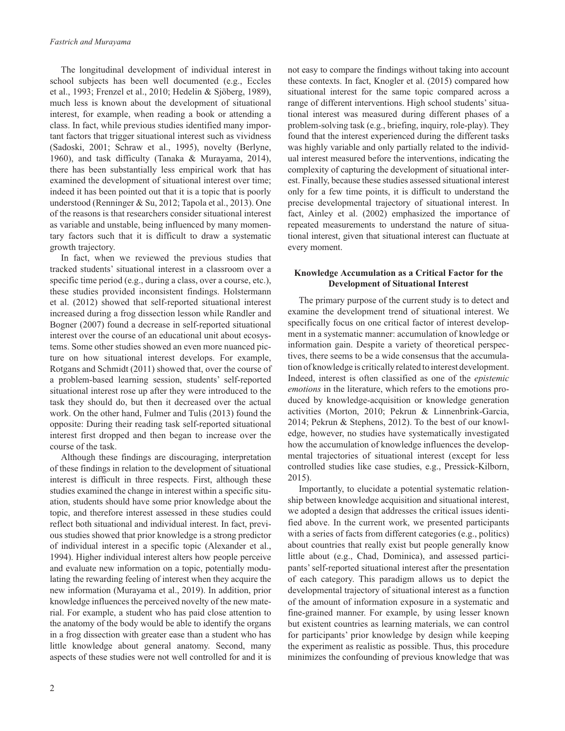The longitudinal development of individual interest in school subjects has been well documented (e.g., Eccles et al., 1993; Frenzel et al., 2010; Hedelin & Sjöberg, 1989), much less is known about the development of situational interest, for example, when reading a book or attending a class. In fact, while previous studies identified many important factors that trigger situational interest such as vividness (Sadoski, 2001; Schraw et al., 1995), novelty (Berlyne, 1960), and task difficulty (Tanaka & Murayama, 2014), there has been substantially less empirical work that has examined the development of situational interest over time; indeed it has been pointed out that it is a topic that is poorly understood (Renninger & Su, 2012; Tapola et al., 2013). One of the reasons is that researchers consider situational interest as variable and unstable, being influenced by many momentary factors such that it is difficult to draw a systematic growth trajectory.

In fact, when we reviewed the previous studies that tracked students' situational interest in a classroom over a specific time period (e.g., during a class, over a course, etc.), these studies provided inconsistent findings. Holstermann et al. (2012) showed that self-reported situational interest increased during a frog dissection lesson while Randler and Bogner (2007) found a decrease in self-reported situational interest over the course of an educational unit about ecosystems. Some other studies showed an even more nuanced picture on how situational interest develops. For example, Rotgans and Schmidt (2011) showed that, over the course of a problem-based learning session, students' self-reported situational interest rose up after they were introduced to the task they should do, but then it decreased over the actual work. On the other hand, Fulmer and Tulis (2013) found the opposite: During their reading task self-reported situational interest first dropped and then began to increase over the course of the task.

Although these findings are discouraging, interpretation of these findings in relation to the development of situational interest is difficult in three respects. First, although these studies examined the change in interest within a specific situation, students should have some prior knowledge about the topic, and therefore interest assessed in these studies could reflect both situational and individual interest. In fact, previous studies showed that prior knowledge is a strong predictor of individual interest in a specific topic (Alexander et al., 1994). Higher individual interest alters how people perceive and evaluate new information on a topic, potentially modulating the rewarding feeling of interest when they acquire the new information (Murayama et al., 2019). In addition, prior knowledge influences the perceived novelty of the new material. For example, a student who has paid close attention to the anatomy of the body would be able to identify the organs in a frog dissection with greater ease than a student who has little knowledge about general anatomy. Second, many aspects of these studies were not well controlled for and it is not easy to compare the findings without taking into account these contexts. In fact, Knogler et al. (2015) compared how situational interest for the same topic compared across a range of different interventions. High school students' situational interest was measured during different phases of a problem-solving task (e.g., briefing, inquiry, role-play). They found that the interest experienced during the different tasks was highly variable and only partially related to the individual interest measured before the interventions, indicating the complexity of capturing the development of situational interest. Finally, because these studies assessed situational interest only for a few time points, it is difficult to understand the precise developmental trajectory of situational interest. In fact, Ainley et al. (2002) emphasized the importance of repeated measurements to understand the nature of situational interest, given that situational interest can fluctuate at every moment.

### Knowledge Accumulation as a Critical Factor for the Development of Situational Interest

The primary purpose of the current study is to detect and examine the development trend of situational interest. We specifically focus on one critical factor of interest development in a systematic manner: accumulation of knowledge or information gain. Despite a variety of theoretical perspectives, there seems to be a wide consensus that the accumulation of knowledge is critically related to interest development. Indeed, interest is often classified as one of the *epistemic emotions* in the literature, which refers to the emotions produced by knowledge-acquisition or knowledge generation activities (Morton, 2010; Pekrun & Linnenbrink-Garcia, 2014; Pekrun & Stephens, 2012). To the best of our knowledge, however, no studies have systematically investigated how the accumulation of knowledge influences the developmental trajectories of situational interest (except for less controlled studies like case studies, e.g., Pressick-Kilborn, 2015).

Importantly, to elucidate a potential systematic relationship between knowledge acquisition and situational interest, we adopted a design that addresses the critical issues identified above. In the current work, we presented participants with a series of facts from different categories (e.g., politics) about countries that really exist but people generally know little about (e.g., Chad, Dominica), and assessed participants' self-reported situational interest after the presentation of each category. This paradigm allows us to depict the developmental trajectory of situational interest as a function of the amount of information exposure in a systematic and fine-grained manner. For example, by using lesser known but existent countries as learning materials, we can control for participants' prior knowledge by design while keeping the experiment as realistic as possible. Thus, this procedure minimizes the confounding of previous knowledge that was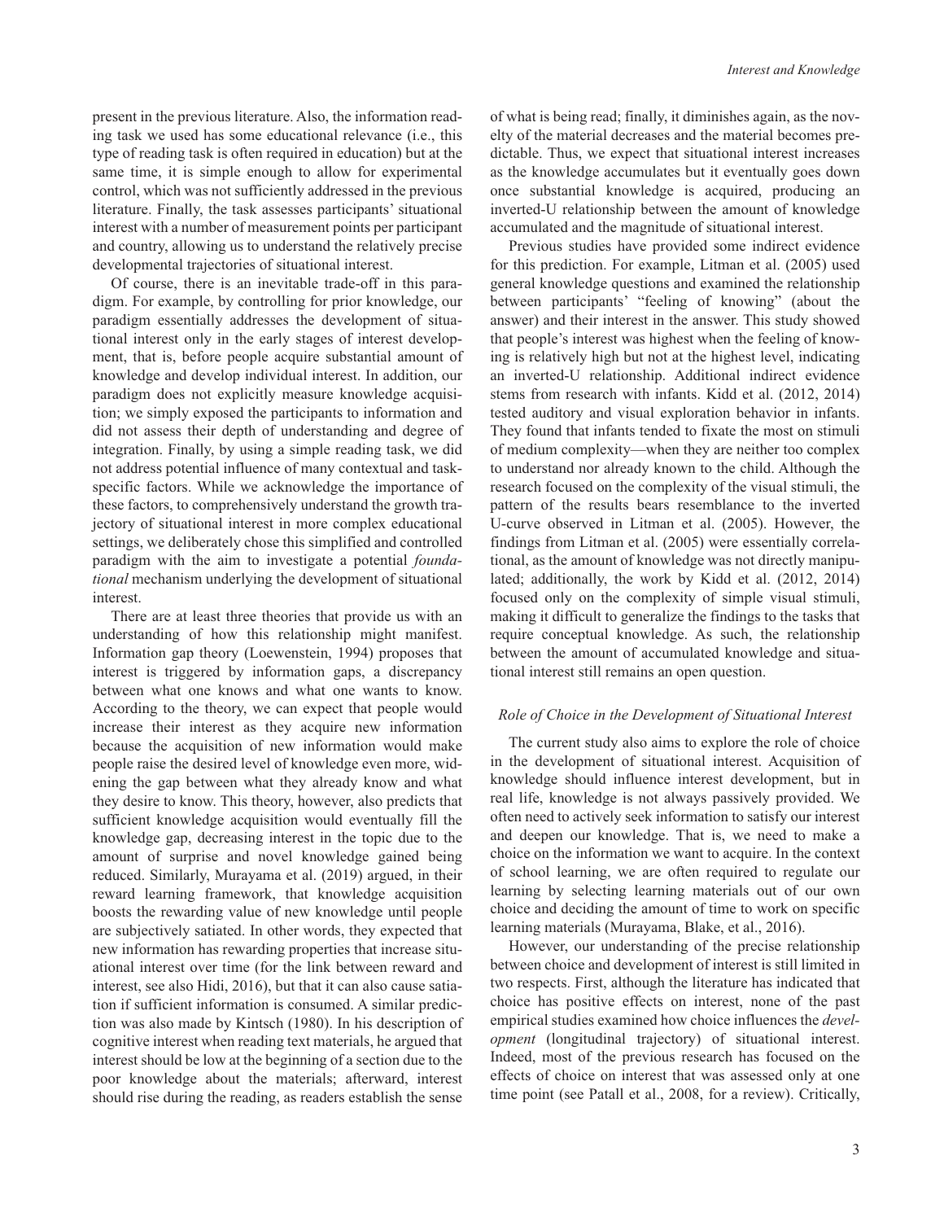present in the previous literature. Also, the information reading task we used has some educational relevance (i.e., this type of reading task is often required in education) but at the same time, it is simple enough to allow for experimental control, which was not sufficiently addressed in the previous literature. Finally, the task assesses participants' situational interest with a number of measurement points per participant and country, allowing us to understand the relatively precise developmental trajectories of situational interest.

Of course, there is an inevitable trade-off in this paradigm. For example, by controlling for prior knowledge, our paradigm essentially addresses the development of situational interest only in the early stages of interest development, that is, before people acquire substantial amount of knowledge and develop individual interest. In addition, our paradigm does not explicitly measure knowledge acquisition; we simply exposed the participants to information and did not assess their depth of understanding and degree of integration. Finally, by using a simple reading task, we did not address potential influence of many contextual and task-specific factors. While we acknowledge the importance of these factors, to comprehensively understand the growth trajectory of situational interest in more complex educational settings, we deliberately chose this simplified and controlled paradigm with the aim to investigate a potential *foundational* mechanism underlying the development of situational interest.

There are at least three theories that provide us with an understanding of how this relationship might manifest. Information gap theory (Loewenstein, 1994) proposes that interest is triggered by information gaps, a discrepancy between what one knows and what one wants to know. According to the theory, we can expect that people would increase their interest as they acquire new information because the acquisition of new information would make people raise the desired level of knowledge even more, widening the gap between what they already know and what they desire to know. This theory, however, also predicts that sufficient knowledge acquisition would eventually fill the knowledge gap, decreasing interest in the topic due to the amount of surprise and novel knowledge gained being reduced. Similarly, Murayama et al. (2019) argued, in their reward learning framework, that knowledge acquisition boosts the rewarding value of new knowledge until people are subjectively satiated. In other words, they expected that new information has rewarding properties that increase situational interest over time (for the link between reward and interest, see also Hidi, 2016), but that it can also cause satiation if sufficient information is consumed. A similar prediction was also made by Kintsch (1980). In his description of cognitive interest when reading text materials, he argued that interest should be low at the beginning of a section due to the poor knowledge about the materials; afterward, interest should rise during the reading, as readers establish the sense of what is being read; finally, it diminishes again, as the novelty of the material decreases and the material becomes predictable. Thus, we expect that situational interest increases as the knowledge accumulates but it eventually goes down once substantial knowledge is acquired, producing an inverted-U relationship between the amount of knowledge accumulated and the magnitude of situational interest.

Previous studies have provided some indirect evidence for this prediction. For example, Litman et al. (2005) used general knowledge questions and examined the relationship between participants' "feeling of knowing" (about the answer) and their interest in the answer. This study showed that people's interest was highest when the feeling of knowing is relatively high but not at the highest level, indicating an inverted-U relationship. Additional indirect evidence stems from research with infants. Kidd et al. (2012, 2014) tested auditory and visual exploration behavior in infants. They found that infants tended to fixate the most on stimuli of medium complexity—when they are neither too complex to understand nor already known to the child. Although the research focused on the complexity of the visual stimuli, the pattern of the results bears resemblance to the inverted U-curve observed in Litman et al. (2005). However, the findings from Litman et al. (2005) were essentially correlational, as the amount of knowledge was not directly manipulated; additionally, the work by Kidd et al. (2012, 2014) focused only on the complexity of simple visual stimuli, making it difficult to generalize the findings to the tasks that require conceptual knowledge. As such, the relationship between the amount of accumulated knowledge and situational interest still remains an open question.

### *Role of Choice in the Development of Situational Interest*

The current study also aims to explore the role of choice in the development of situational interest. Acquisition of knowledge should influence interest development, but in real life, knowledge is not always passively provided. We often need to actively seek information to satisfy our interest and deepen our knowledge. That is, we need to make a choice on the information we want to acquire. In the context of school learning, we are often required to regulate our learning by selecting learning materials out of our own choice and deciding the amount of time to work on specific learning materials (Murayama, Blake, et al., 2016).

However, our understanding of the precise relationship between choice and development of interest is still limited in two respects. First, although the literature has indicated that choice has positive effects on interest, none of the past empirical studies examined how choice influences the *development* (longitudinal trajectory) of situational interest. Indeed, most of the previous research has focused on the effects of choice on interest that was assessed only at one time point (see Patall et al., 2008, for a review). Critically,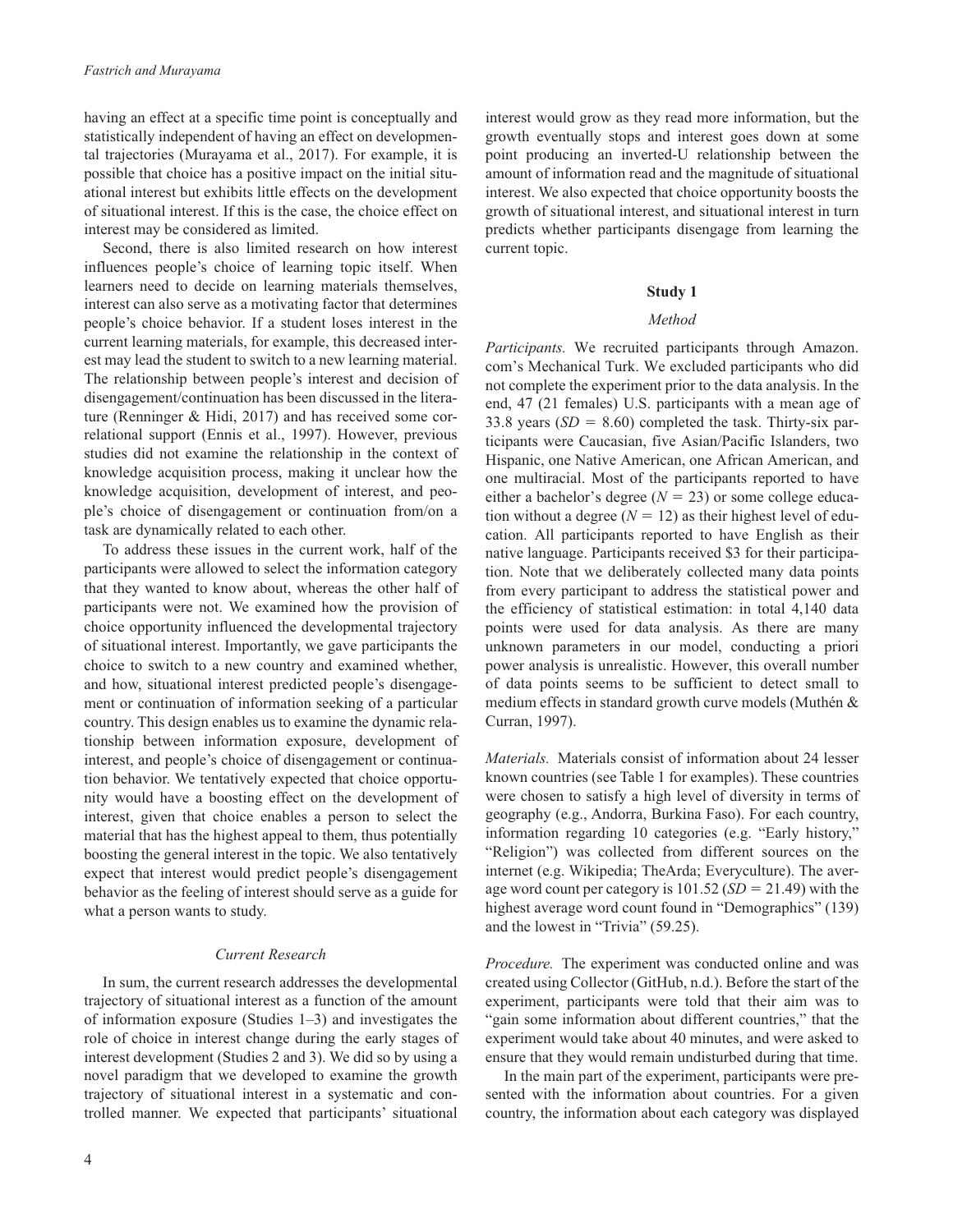having an effect at a specific time point is conceptually and statistically independent of having an effect on developmental trajectories (Murayama et al., 2017). For example, it is possible that choice has a positive impact on the initial situational interest but exhibits little effects on the development of situational interest. If this is the case, the choice effect on interest may be considered as limited.

Second, there is also limited research on how interest influences people's choice of learning topic itself. When learners need to decide on learning materials themselves, interest can also serve as a motivating factor that determines people's choice behavior. If a student loses interest in the current learning materials, for example, this decreased interest may lead the student to switch to a new learning material. The relationship between people's interest and decision of disengagement/continuation has been discussed in the literature (Renninger & Hidi, 2017) and has received some correlational support (Ennis et al., 1997). However, previous studies did not examine the relationship in the context of knowledge acquisition process, making it unclear how the knowledge acquisition, development of interest, and people's choice of disengagement or continuation from/on a task are dynamically related to each other.

To address these issues in the current work, half of the participants were allowed to select the information category that they wanted to know about, whereas the other half of participants were not. We examined how the provision of choice opportunity influenced the developmental trajectory of situational interest. Importantly, we gave participants the choice to switch to a new country and examined whether, and how, situational interest predicted people's disengagement or continuation of information seeking of a particular country. This design enables us to examine the dynamic relationship between information exposure, development of interest, and people's choice of disengagement or continuation behavior. We tentatively expected that choice opportunity would have a boosting effect on the development of interest, given that choice enables a person to select the material that has the highest appeal to them, thus potentially boosting the general interest in the topic. We also tentatively expect that interest would predict people's disengagement behavior as the feeling of interest should serve as a guide for what a person wants to study.

### *Current Research*

In sum, the current research addresses the developmental trajectory of situational interest as a function of the amount of information exposure (Studies 1–3) and investigates the role of choice in interest change during the early stages of interest development (Studies 2 and 3). We did so by using a novel paradigm that we developed to examine the growth trajectory of situational interest in a systematic and controlled manner. We expected that participants' situational interest would grow as they read more information, but the growth eventually stops and interest goes down at some point producing an inverted-U relationship between the amount of information read and the magnitude of situational interest. We also expected that choice opportunity boosts the growth of situational interest, and situational interest in turn predicts whether participants disengage from learning the current topic.

## Study 1

### *Method*

*Participants.* We recruited participants through Amazon.com's Mechanical Turk. We excluded participants who did not complete the experiment prior to the data analysis. In the end, 47 (21 females) U.S. participants with a mean age of 33.8 years ($SD = 8.60$) completed the task. Thirty-six participants were Caucasian, five Asian/Pacific Islanders, two Hispanic, one Native American, one African American, and one multiracial. Most of the participants reported to have either a bachelor's degree ($N = 23$) or some college education without a degree ($N = 12$) as their highest level of education. All participants reported to have English as their native language. Participants received \$3 for their participation. Note that we deliberately collected many data points from every participant to address the statistical power and the efficiency of statistical estimation: in total 4,140 data points were used for data analysis. As there are many unknown parameters in our model, conducting a priori power analysis is unrealistic. However, this overall number of data points seems to be sufficient to detect small to medium effects in standard growth curve models (Muthén & Curran, 1997).

*Materials.* Materials consist of information about 24 lesser known countries (see Table 1 for examples). These countries were chosen to satisfy a high level of diversity in terms of geography (e.g., Andorra, Burkina Faso). For each country, information regarding 10 categories (e.g. "Early history," "Religion") was collected from different sources on the internet (e.g. Wikipedia; TheArda; Everyculture). The average word count per category is 101.52 ($SD = 21.49$) with the highest average word count found in "Demographics" (139) and the lowest in "Trivia" (59.25).

*Procedure.* The experiment was conducted online and was created using Collector (GitHub, n.d.). Before the start of the experiment, participants were told that their aim was to "gain some information about different countries," that the experiment would take about 40 minutes, and were asked to ensure that they would remain undisturbed during that time.

In the main part of the experiment, participants were presented with the information about countries. For a given country, the information about each category was displayed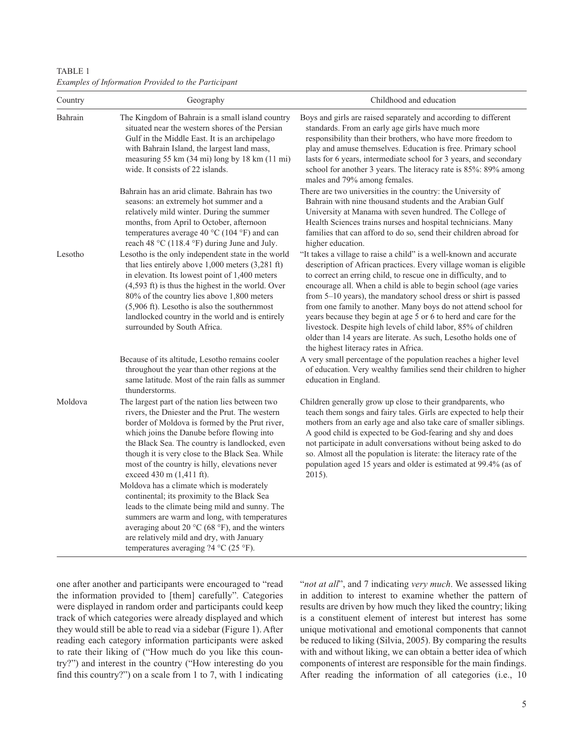TABLE 1
*Examples of Information Provided to the Participant*

| Country | Geography | Childhood and education |
|---|---|---|
| Bahrain | The Kingdom of Bahrain is a small island country situated near the western shores of the Persian Gulf in the Middle East. It is an archipelago with Bahrain Island, the largest land mass, measuring 55 km (34 mi) long by 18 km (11 mi) wide. It consists of 22 islands. | Boys and girls are raised separately and according to different standards. From an early age girls have much more responsibility than their brothers, who have more freedom to play and amuse themselves. Education is free. Primary school lasts for 6 years, intermediate school for 3 years, and secondary school for another 3 years. The literacy rate is 85%: 89% among males and 79% among females. |
| | Bahrain has an arid climate. Bahrain has two seasons: an extremely hot summer and a relatively mild winter. During the summer months, from April to October, afternoon temperatures average 40 °C (104 °F) and can reach 48 °C (118.4 °F) during June and July. | There are two universities in the country: the University of Bahrain with nine thousand students and the Arabian Gulf University at Manama with seven hundred. The College of Health Sciences trains nurses and hospital technicians. Many families that can afford to do so, send their children abroad for higher education. |
| Lesotho | Lesotho is the only independent state in the world that lies entirely above 1,000 meters (3,281 ft) in elevation. Its lowest point of 1,400 meters (4,593 ft) is thus the highest in the world. Over 80% of the country lies above 1,800 meters (5,906 ft). Lesotho is also the southernmost landlocked country in the world and is entirely surrounded by South Africa. | "It takes a village to raise a child" is a well-known and accurate description of African practices. Every village woman is eligible to correct an erring child, to rescue one in difficulty, and to encourage all. When a child is able to begin school (age varies from 5–10 years), the mandatory school dress or shirt is passed from one family to another. Many boys do not attend school for years because they begin at age 5 or 6 to herd and care for the livestock. Despite high levels of child labor, 85% of children older than 14 years are literate. As such, Lesotho holds one of the highest literacy rates in Africa. |
| | Because of its altitude, Lesotho remains cooler throughout the year than other regions at the same latitude. Most of the rain falls as summer thunderstorms. | A very small percentage of the population reaches a higher level of education. Very wealthy families send their children to higher education in England. |
| Moldova | The largest part of the nation lies between two rivers, the Dniester and the Prut. The western border of Moldova is formed by the Prut river, which joins the Danube before flowing into the Black Sea. The country is landlocked, even though it is very close to the Black Sea. While most of the country is hilly, elevations never exceed 430 m (1,411 ft). Moldova has a climate which is moderately continental; its proximity to the Black Sea leads to the climate being mild and sunny. The summers are warm and long, with temperatures averaging about 20 °C (68 °F), and the winters are relatively mild and dry, with January temperatures averaging ?4 °C (25 °F). | Children generally grow up close to their grandparents, who teach them songs and fairy tales. Girls are expected to help their mothers from an early age and also take care of smaller siblings. A good child is expected to be God-fearing and shy and does not participate in adult conversations without being asked to do so. Almost all the population is literate: the literacy rate of the population aged 15 years and older is estimated at 99.4% (as of 2015). |

one after another and participants were encouraged to "read the information provided to [them] carefully". Categories were displayed in random order and participants could keep track of which categories were already displayed and which they would still be able to read via a sidebar (Figure 1). After reading each category information participants were asked to rate their liking of ("How much do you like this country?") and interest in the country ("How interesting do you find this country?") on a scale from 1 to 7, with 1 indicating "*not at all*", and 7 indicating *very much*. We assessed liking in addition to interest to examine whether the pattern of results are driven by how much they liked the country; liking is a constituent element of interest but interest has some unique motivational and emotional components that cannot be reduced to liking (Silvia, 2005). By comparing the results with and without liking, we can obtain a better idea of which components of interest are responsible for the main findings. After reading the information of all categories (i.e., 10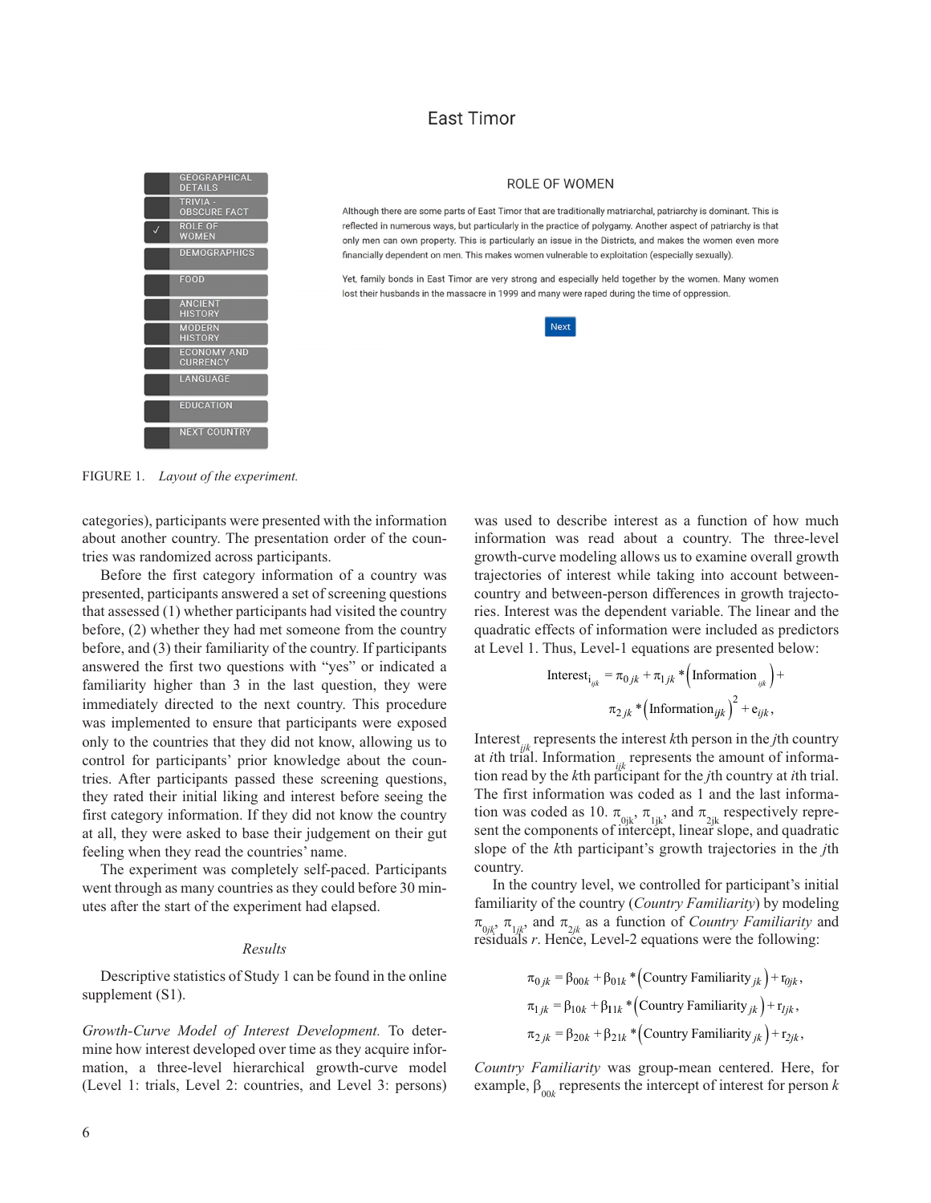FIGURE 1. *Layout of the experiment.*

categories), participants were presented with the information about another country. The presentation order of the countries was randomized across participants.

Before the first category information of a country was presented, participants answered a set of screening questions that assessed (1) whether participants had visited the country before, (2) whether they had met someone from the country before, and (3) their familiarity of the country. If participants answered the first two questions with "yes" or indicated a familiarity higher than 3 in the last question, they were immediately directed to the next country. This procedure was implemented to ensure that participants were exposed only to the countries that they did not know, allowing us to control for participants' prior knowledge about the countries. After participants passed these screening questions, they rated their initial liking and interest before seeing the first category information. If they did not know the country at all, they were asked to base their judgement on their gut feeling when they read the countries' name.

The experiment was completely self-paced. Participants went through as many countries as they could before 30 minutes after the start of the experiment had elapsed.

### *Results*

Descriptive statistics of Study 1 can be found in the online supplement (S1).

*Growth-Curve Model of Interest Development.* To determine how interest developed over time as they acquire information, a three-level hierarchical growth-curve model (Level 1: trials, Level 2: countries, and Level 3: persons) was used to describe interest as a function of how much information was read about a country. The three-level growth-curve modeling allows us to examine overall growth trajectories of interest while taking into account between-country and between-person differences in growth trajectories. Interest was the dependent variable. The linear and the quadratic effects of information were included as predictors at Level 1. Thus, Level-1 equations are presented below:

$$\text{Interest}_{ijk} = \pi_{0jk} + \pi_{1jk} * \left(\text{Information}_{ijk}\right) + \pi_{2jk} * \left(\text{Information}_{ijk}\right)^2 + e_{ijk},$$

$\text{Interest}_{ijk}$ represents the interest *k*th person in the *j*th country at *i*th trial. $\text{Information}_{ijk}$ represents the amount of information read by the *k*th participant for the *j*th country at *i*th trial. The first information was coded as 1 and the last information was coded as 10. $\pi_{0jk}$, $\pi_{1jk}$, and $\pi_{2jk}$ respectively represent the components of intercept, linear slope, and quadratic slope of the *k*th participant's growth trajectories in the *j*th country.

In the country level, we controlled for participant's initial familiarity of the country (*Country Familiarity*) by modeling $\pi_{0jk}$, $\pi_{1jk}$, and $\pi_{2jk}$ as a function of *Country Familiarity* and residuals *r*. Hence, Level-2 equations were the following:

$$\pi_{0jk} = \beta_{00k} + \beta_{01k} * \left(\text{Country Familiarity}_{jk}\right) + r_{0jk},$$

$$\pi_{1jk} = \beta_{10k} + \beta_{11k} * \left(\text{Country Familiarity}_{jk}\right) + r_{1jk},$$

$$\pi_{2jk} = \beta_{20k} + \beta_{21k} * \left(\text{Country Familiarity}_{jk}\right) + r_{2jk},$$

*Country Familiarity* was group-mean centered. Here, for example, $\beta_{00k}$ represents the intercept of interest for person *k*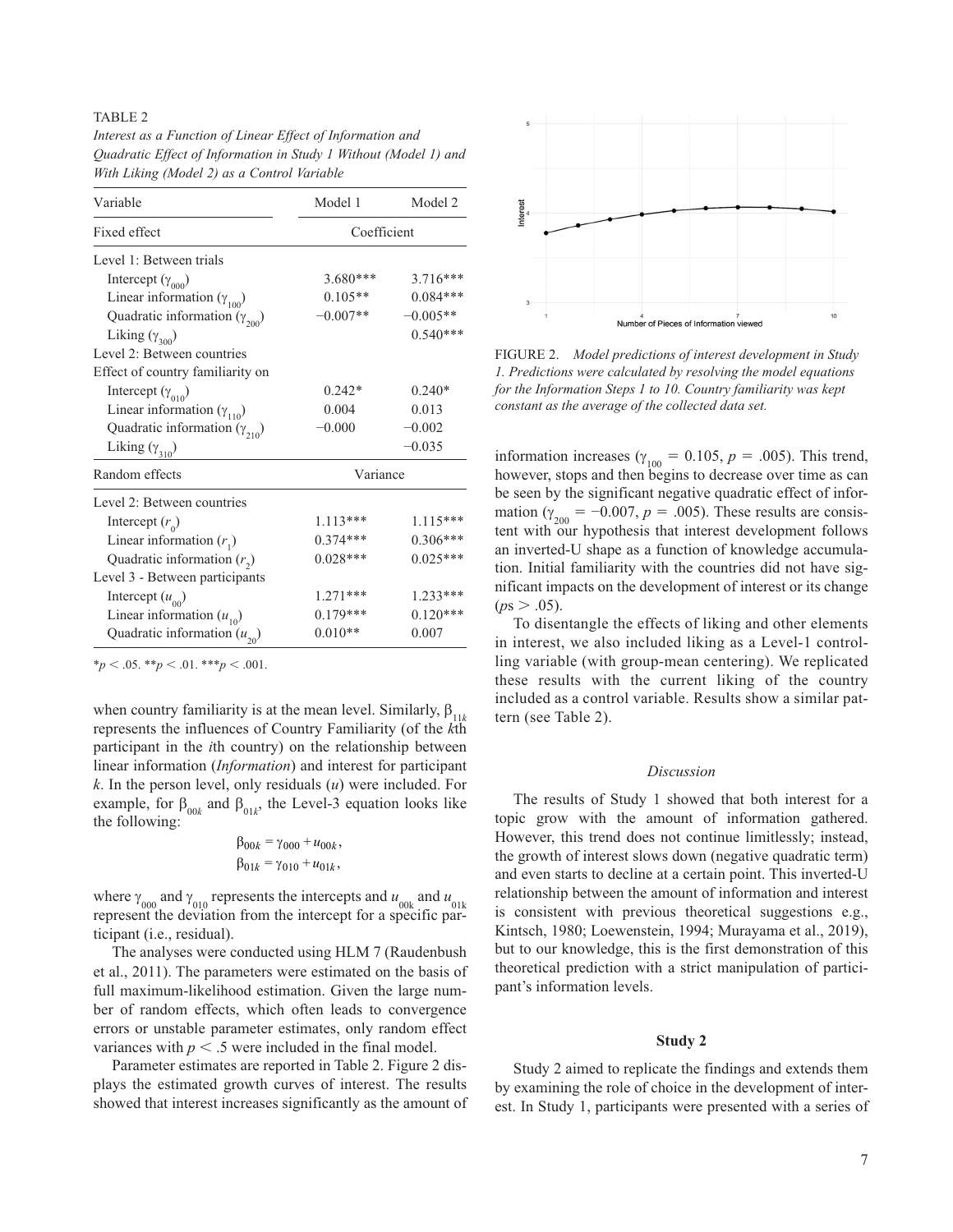TABLE 2

*Interest as a Function of Linear Effect of Information and Quadratic Effect of Information in Study 1 Without (Model 1) and With Liking (Model 2) as a Control Variable*

| Variable | Model 1 | Model 2 |
|---|---|---|
| Fixed effect | Coefficient | |
| Level 1: Between trials | | |
| Intercept ($\gamma_{000}$) | 3.680*** | 3.716*** |
| Linear information ($\gamma_{100}$) | 0.105** | 0.084*** |
| Quadratic information ($\gamma_{200}$) | −0.007** | −0.005** |
| Liking ($\gamma_{300}$) | | 0.540*** |
| Level 2: Between countries | | |
| Effect of country familiarity on | | |
| Intercept ($\gamma_{010}$) | 0.242* | 0.240* |
| Linear information ($\gamma_{110}$) | 0.004 | 0.013 |
| Quadratic information ($\gamma_{210}$) | −0.000 | −0.002 |
| Liking ($\gamma_{310}$) | | −0.035 |
| Random effects | Variance | |
| Level 2: Between countries | | |
| Intercept ($r_0$) | 1.113*** | 1.115*** |
| Linear information ($r_1$) | 0.374*** | 0.306*** |
| Quadratic information ($r_2$) | 0.028*** | 0.025*** |
| Level 3 - Between participants | | |
| Intercept ($u_{00}$) | 1.271*** | 1.233*** |
| Linear information ($u_{10}$) | 0.179*** | 0.120*** |
| Quadratic information ($u_{20}$) | 0.010** | 0.007 |

*$p < .05$. **$p < .01$. ***$p < .001$.

when country familiarity is at the mean level. Similarly, $\beta_{11k}$ represents the influences of Country Familiarity (of the *k*th participant in the *i*th country) on the relationship between linear information (*Information*) and interest for participant *k*. In the person level, only residuals (*u*) were included. For example, for $\beta_{00k}$ and $\beta_{01k}$, the Level-3 equation looks like the following:

$$\beta_{00k} = \gamma_{000} + u_{00k},$$
$$\beta_{01k} = \gamma_{010} + u_{01k},$$

where $\gamma_{000}$ and $\gamma_{010}$ represents the intercepts and $u_{00k}$ and $u_{01k}$ represent the deviation from the intercept for a specific participant (i.e., residual).

The analyses were conducted using HLM 7 (Raudenbush et al., 2011). The parameters were estimated on the basis of full maximum-likelihood estimation. Given the large number of random effects, which often leads to convergence errors or unstable parameter estimates, only random effect variances with $p < .5$ were included in the final model.

Parameter estimates are reported in Table 2. Figure 2 displays the estimated growth curves of interest. The results showed that interest increases significantly as the amount of information increases ($\gamma_{100} = 0.105$, $p = .005$). This trend, however, stops and then begins to decrease over time as can be seen by the significant negative quadratic effect of information ($\gamma_{200} = -0.007$, $p = .005$). These results are consistent with our hypothesis that interest development follows an inverted-U shape as a function of knowledge accumulation. Initial familiarity with the countries did not have significant impacts on the development of interest or its change ($ps > .05$).

FIGURE 2. *Model predictions of interest development in Study 1. Predictions were calculated by resolving the model equations for the Information Steps 1 to 10. Country familiarity was kept constant as the average of the collected data set.*

To disentangle the effects of liking and other elements in interest, we also included liking as a Level-1 controlling variable (with group-mean centering). We replicated these results with the current liking of the country included as a control variable. Results show a similar pattern (see Table 2).

### *Discussion*

The results of Study 1 showed that both interest for a topic grow with the amount of information gathered. However, this trend does not continue limitlessly; instead, the growth of interest slows down (negative quadratic term) and even starts to decline at a certain point. This inverted-U relationship between the amount of information and interest is consistent with previous theoretical suggestions e.g., Kintsch, 1980; Loewenstein, 1994; Murayama et al., 2019), but to our knowledge, this is the first demonstration of this theoretical prediction with a strict manipulation of participant's information levels.

## **Study 2**

Study 2 aimed to replicate the findings and extends them by examining the role of choice in the development of interest. In Study 1, participants were presented with a series of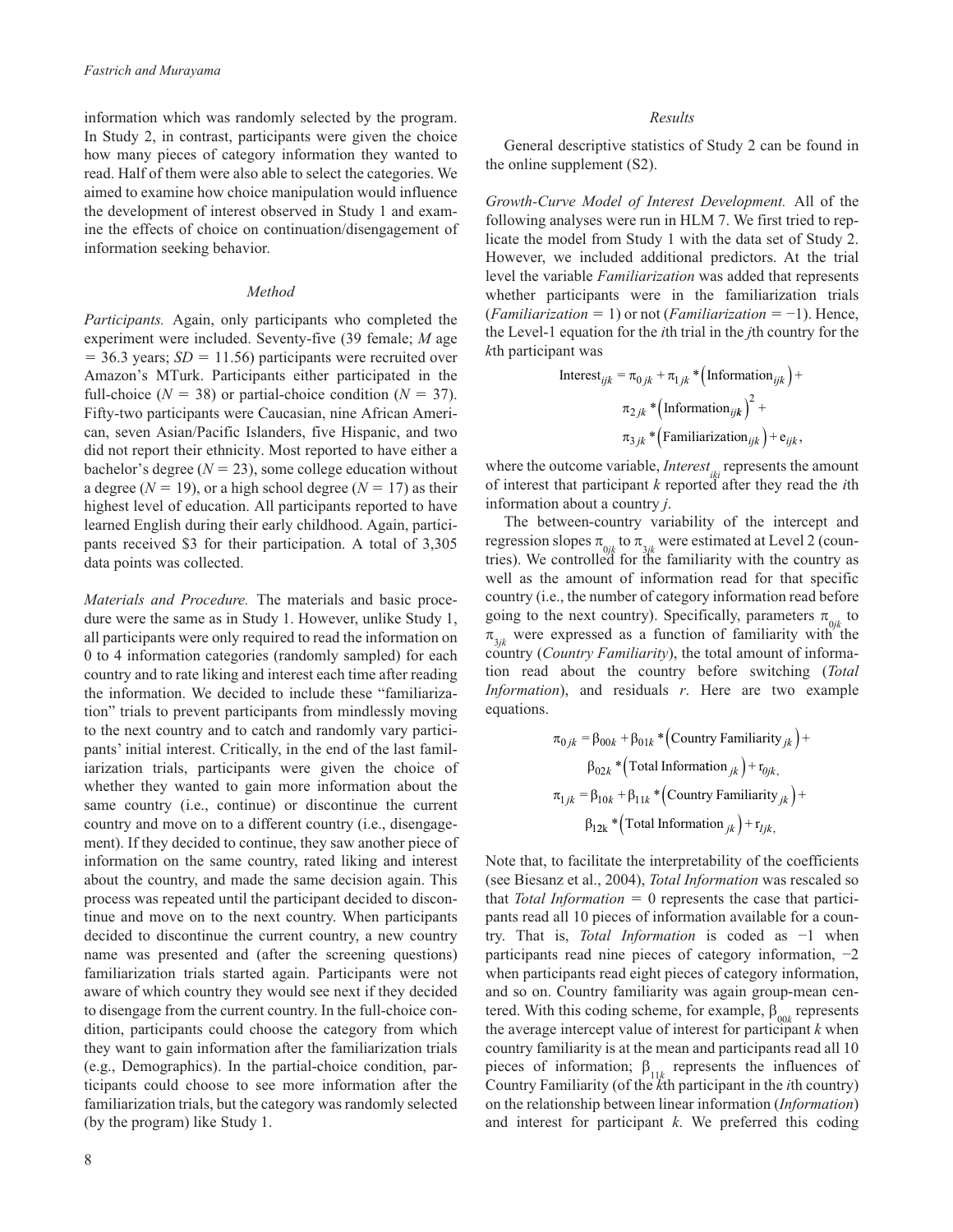information which was randomly selected by the program. In Study 2, in contrast, participants were given the choice how many pieces of category information they wanted to read. Half of them were also able to select the categories. We aimed to examine how choice manipulation would influence the development of interest observed in Study 1 and examine the effects of choice on continuation/disengagement of information seeking behavior.

### Method

*Participants.* Again, only participants who completed the experiment were included. Seventy-five (39 female; *M* age = 36.3 years; *SD* = 11.56) participants were recruited over Amazon's MTurk. Participants either participated in the full-choice ($N = 38$) or partial-choice condition ($N = 37$). Fifty-two participants were Caucasian, nine African American, seven Asian/Pacific Islanders, five Hispanic, and two did not report their ethnicity. Most reported to have either a bachelor's degree ($N = 23$), some college education without a degree ($N = 19$), or a high school degree ($N = 17$) as their highest level of education. All participants reported to have learned English during their early childhood. Again, participants received $3 for their participation. A total of 3,305 data points was collected.

*Materials and Procedure.* The materials and basic procedure were the same as in Study 1. However, unlike Study 1, all participants were only required to read the information on 0 to 4 information categories (randomly sampled) for each country and to rate liking and interest each time after reading the information. We decided to include these "familiarization" trials to prevent participants from mindlessly moving to the next country and to catch and randomly vary participants' initial interest. Critically, in the end of the last familiarization trials, participants were given the choice of whether they wanted to gain more information about the same country (i.e., continue) or discontinue the current country and move on to a different country (i.e., disengagement). If they decided to continue, they saw another piece of information on the same country, rated liking and interest about the country, and made the same decision again. This process was repeated until the participant decided to discontinue and move on to the next country. When participants decided to discontinue the current country, a new country name was presented and (after the screening questions) familiarization trials started again. Participants were not aware of which country they would see next if they decided to disengage from the current country. In the full-choice condition, participants could choose the category from which they want to gain information after the familiarization trials (e.g., Demographics). In the partial-choice condition, participants could choose to see more information after the familiarization trials, but the category was randomly selected (by the program) like Study 1.

### Results

General descriptive statistics of Study 2 can be found in the online supplement (S2).

*Growth-Curve Model of Interest Development.* All of the following analyses were run in HLM 7. We first tried to replicate the model from Study 1 with the data set of Study 2. However, we included additional predictors. At the trial level the variable *Familiarization* was added that represents whether participants were in the familiarization trials (*Familiarization* = 1) or not (*Familiarization* = −1). Hence, the Level-1 equation for the *i*th trial in the *j*th country for the *k*th participant was

$$\text{Interest}_{ijk} = \pi_{0jk} + \pi_{1jk} * \left(\text{Information}_{ijk}\right) + \pi_{2jk} * \left(\text{Information}_{ijk}\right)^2 + \pi_{3jk} * \left(\text{Familiarization}_{ijk}\right) + e_{ijk},$$

where the outcome variable, $Interest_{iki}$ represents the amount of interest that participant *k* reported after they read the *i*th information about a country *j*.

The between-country variability of the intercept and regression slopes $\pi_{0jk}$ to $\pi_{3jk}$ were estimated at Level 2 (countries). We controlled for the familiarity with the country as well as the amount of information read for that specific country (i.e., the number of category information read before going to the next country). Specifically, parameters $\pi_{0jk}$ to $\pi_{3jk}$ were expressed as a function of familiarity with the country (*Country Familiarity*), the total amount of information read about the country before switching (*Total Information*), and residuals *r*. Here are two example equations.

$$\pi_{0jk} = \beta_{00k} + \beta_{01k} * \left(\text{Country Familiarity}_{jk}\right) + \beta_{02k} * \left(\text{Total Information}_{jk}\right) + r_{0jk},$$

$$\pi_{1jk} = \beta_{10k} + \beta_{11k} * \left(\text{Country Familiarity}_{jk}\right) + \beta_{12k} * \left(\text{Total Information}_{jk}\right) + r_{1jk},$$

Note that, to facilitate the interpretability of the coefficients (see Biesanz et al., 2004), *Total Information* was rescaled so that *Total Information* = 0 represents the case that participants read all 10 pieces of information available for a country. That is, *Total Information* is coded as −1 when participants read nine pieces of category information, −2 when participants read eight pieces of category information, and so on. Country familiarity was again group-mean centered. With this coding scheme, for example, $\beta_{00k}$ represents the average intercept value of interest for participant *k* when country familiarity is at the mean and participants read all 10 pieces of information; $\beta_{11k}$ represents the influences of Country Familiarity (of the *k*th participant in the *i*th country) on the relationship between linear information (*Information*) and interest for participant *k*. We preferred this coding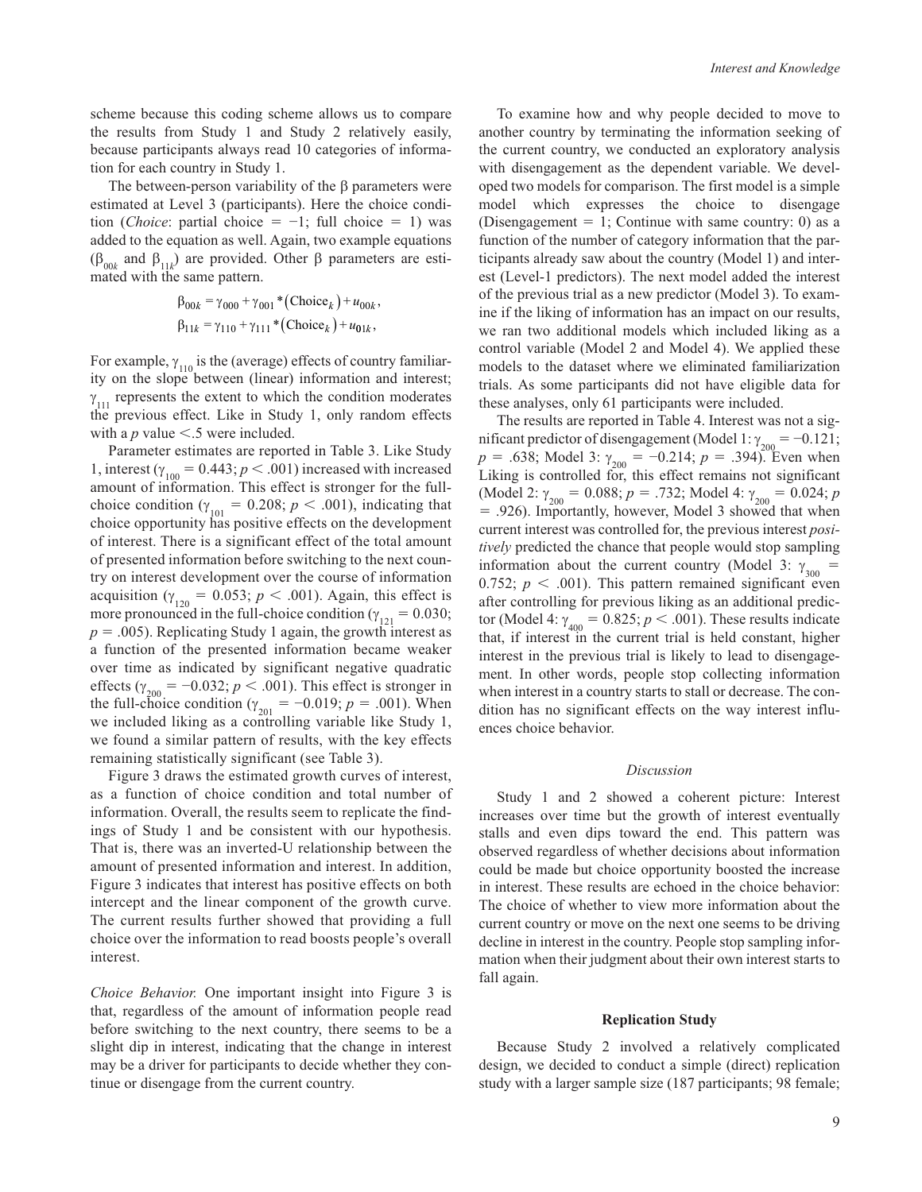scheme because this coding scheme allows us to compare the results from Study 1 and Study 2 relatively easily, because participants always read 10 categories of information for each country in Study 1.

The between-person variability of the β parameters were estimated at Level 3 (participants). Here the choice condition (*Choice*: partial choice = −1; full choice = 1) was added to the equation as well. Again, two example equations ($\beta_{00k}$ and $\beta_{11k}$) are provided. Other β parameters are estimated with the same pattern.

$$\beta_{00k} = \gamma_{000} + \gamma_{001} * (\text{Choice}_k) + u_{00k},$$
$$\beta_{11k} = \gamma_{110} + \gamma_{111} * (\text{Choice}_k) + u_{01k},$$

For example, $\gamma_{110}$ is the (average) effects of country familiarity on the slope between (linear) information and interest; $\gamma_{111}$ represents the extent to which the condition moderates the previous effect. Like in Study 1, only random effects with a *p* value <.5 were included.

Parameter estimates are reported in Table 3. Like Study 1, interest ($\gamma_{100}$ = 0.443; $p < .001$) increased with increased amount of information. This effect is stronger for the full-choice condition ($\gamma_{101}$ = 0.208; $p < .001$), indicating that choice opportunity has positive effects on the development of interest. There is a significant effect of the total amount of presented information before switching to the next country on interest development over the course of information acquisition ($\gamma_{120}$ = 0.053; $p < .001$). Again, this effect is more pronounced in the full-choice condition ($\gamma_{121}$ = 0.030; $p$ = .005). Replicating Study 1 again, the growth interest as a function of the presented information became weaker over time as indicated by significant negative quadratic effects ($\gamma_{200}$ = −0.032; $p < .001$). This effect is stronger in the full-choice condition ($\gamma_{201}$ = −0.019; $p$ = .001). When we included liking as a controlling variable like Study 1, we found a similar pattern of results, with the key effects remaining statistically significant (see Table 3).

Figure 3 draws the estimated growth curves of interest, as a function of choice condition and total number of information. Overall, the results seem to replicate the findings of Study 1 and be consistent with our hypothesis. That is, there was an inverted-U relationship between the amount of presented information and interest. In addition, Figure 3 indicates that interest has positive effects on both intercept and the linear component of the growth curve. The current results further showed that providing a full choice over the information to read boosts people's overall interest.

*Choice Behavior.* One important insight into Figure 3 is that, regardless of the amount of information people read before switching to the next country, there seems to be a slight dip in interest, indicating that the change in interest may be a driver for participants to decide whether they continue or disengage from the current country.

To examine how and why people decided to move to another country by terminating the information seeking of the current country, we conducted an exploratory analysis with disengagement as the dependent variable. We developed two models for comparison. The first model is a simple model which expresses the choice to disengage (Disengagement = 1; Continue with same country: 0) as a function of the number of category information that the participants already saw about the country (Model 1) and interest (Level-1 predictors). The next model added the interest of the previous trial as a new predictor (Model 3). To examine if the liking of information has an impact on our results, we ran two additional models which included liking as a control variable (Model 2 and Model 4). We applied these models to the dataset where we eliminated familiarization trials. As some participants did not have eligible data for these analyses, only 61 participants were included.

The results are reported in Table 4. Interest was not a significant predictor of disengagement (Model 1: $\gamma_{200}$ = −0.121; $p$ = .638; Model 3: $\gamma_{200}$ = −0.214; $p$ = .394). Even when Liking is controlled for, this effect remains not significant (Model 2: $\gamma_{200}$ = 0.088; $p$ = .732; Model 4: $\gamma_{200}$ = 0.024; $p$ = .926). Importantly, however, Model 3 showed that when current interest was controlled for, the previous interest *positively* predicted the chance that people would stop sampling information about the current country (Model 3: $\gamma_{300}$ = 0.752; $p < .001$). This pattern remained significant even after controlling for previous liking as an additional predictor (Model 4: $\gamma_{400}$ = 0.825; $p < .001$). These results indicate that, if interest in the current trial is held constant, higher interest in the previous trial is likely to lead to disengagement. In other words, people stop collecting information when interest in a country starts to stall or decrease. The condition has no significant effects on the way interest influences choice behavior.

### *Discussion*

Study 1 and 2 showed a coherent picture: Interest increases over time but the growth of interest eventually stalls and even dips toward the end. This pattern was observed regardless of whether decisions about information could be made but choice opportunity boosted the increase in interest. These results are echoed in the choice behavior: The choice of whether to view more information about the current country or move on the next one seems to be driving decline in interest in the country. People stop sampling information when their judgment about their own interest starts to fall again.

## Replication Study

Because Study 2 involved a relatively complicated design, we decided to conduct a simple (direct) replication study with a larger sample size (187 participants; 98 female;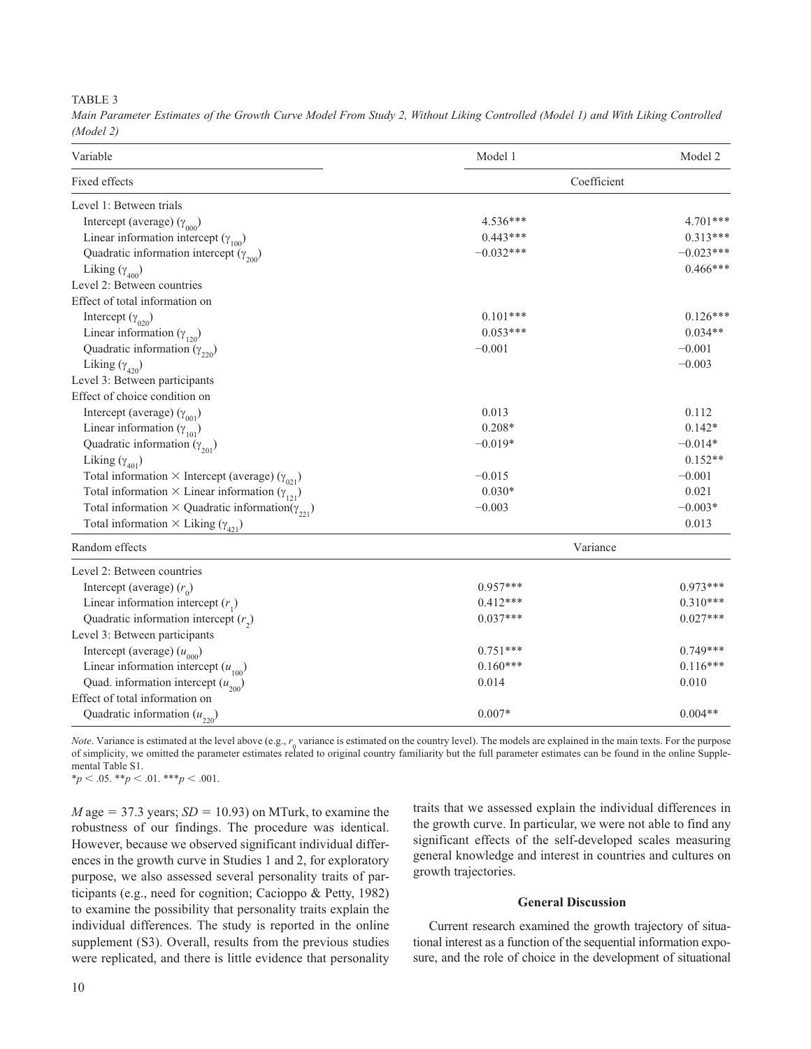TABLE 3

*Main Parameter Estimates of the Growth Curve Model From Study 2, Without Liking Controlled (Model 1) and With Liking Controlled (Model 2)*

| Variable | Model 1 | Model 2 |
|---|---|---|
| Fixed effects | Coefficient | |
| Level 1: Between trials | | |
| Intercept (average) ($\gamma_{000}$) | 4.536*** | 4.701*** |
| Linear information intercept ($\gamma_{100}$) | 0.443*** | 0.313*** |
| Quadratic information intercept ($\gamma_{200}$) | −0.032*** | −0.023*** |
| Liking ($\gamma_{400}$) | | 0.466*** |
| Level 2: Between countries | | |
| Effect of total information on | | |
| Intercept ($\gamma_{020}$) | 0.101*** | 0.126*** |
| Linear information ($\gamma_{120}$) | 0.053*** | 0.034** |
| Quadratic information ($\gamma_{220}$) | −0.001 | −0.001 |
| Liking ($\gamma_{420}$) | | −0.003 |
| Level 3: Between participants | | |
| Effect of choice condition on | | |
| Intercept (average) ($\gamma_{001}$) | 0.013 | 0.112 |
| Linear information ($\gamma_{101}$) | 0.208* | 0.142* |
| Quadratic information ($\gamma_{201}$) | −0.019* | −0.014* |
| Liking ($\gamma_{401}$) | | 0.152** |
| Total information × Intercept (average) ($\gamma_{021}$) | −0.015 | −0.001 |
| Total information × Linear information ($\gamma_{121}$) | 0.030* | 0.021 |
| Total information × Quadratic information($\gamma_{221}$) | −0.003 | −0.003* |
| Total information × Liking ($\gamma_{421}$) | | 0.013 |
| Random effects | Variance | |
| Level 2: Between countries | | |
| Intercept (average) ($r_0$) | 0.957*** | 0.973*** |
| Linear information intercept ($r_1$) | 0.412*** | 0.310*** |
| Quadratic information intercept ($r_2$) | 0.037*** | 0.027*** |
| Level 3: Between participants | | |
| Intercept (average) ($u_{000}$) | 0.751*** | 0.749*** |
| Linear information intercept ($u_{100}$) | 0.160*** | 0.116*** |
| Quad. information intercept ($u_{200}$) | 0.014 | 0.010 |
| Effect of total information on | | |
| Quadratic information ($u_{220}$) | 0.007* | 0.004** |

*Note*. Variance is estimated at the level above (e.g., $r_0$ variance is estimated on the country level). The models are explained in the main texts. For the purpose of simplicity, we omitted the parameter estimates related to original country familiarity but the full parameter estimates can be found in the online Supplemental Table S1.

*$p < .05$. **$p < .01$. ***$p < .001$.

$M$ age = 37.3 years; $SD$ = 10.93) on MTurk, to examine the robustness of our findings. The procedure was identical. However, because we observed significant individual differences in the growth curve in Studies 1 and 2, for exploratory purpose, we also assessed several personality traits of participants (e.g., need for cognition; Cacioppo & Petty, 1982) to examine the possibility that personality traits explain the individual differences. The study is reported in the online supplement (S3). Overall, results from the previous studies were replicated, and there is little evidence that personality traits that we assessed explain the individual differences in the growth curve. In particular, we were not able to find any significant effects of the self-developed scales measuring general knowledge and interest in countries and cultures on growth trajectories.

## General Discussion

Current research examined the growth trajectory of situational interest as a function of the sequential information exposure, and the role of choice in the development of situational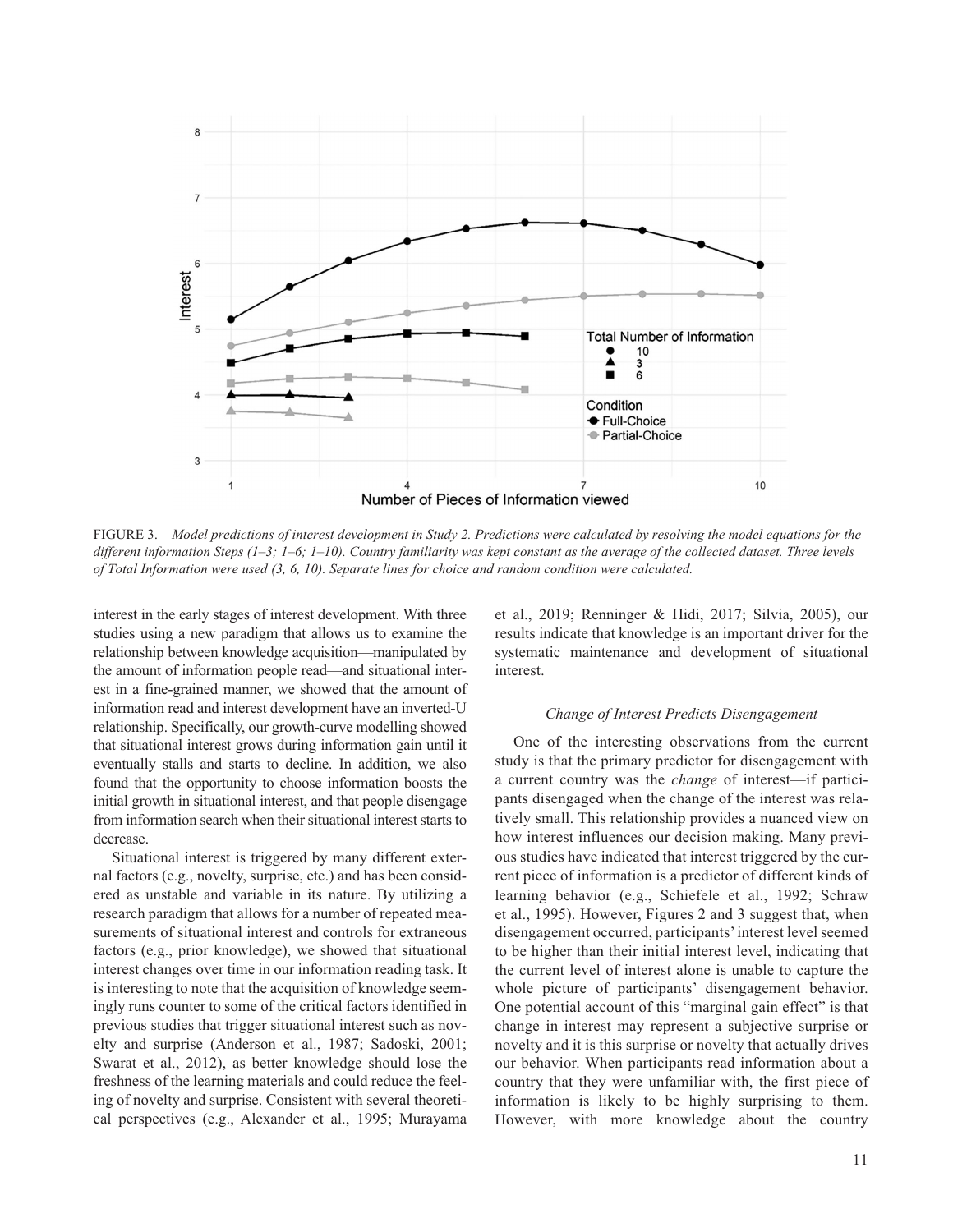FIGURE 3. *Model predictions of interest development in Study 2. Predictions were calculated by resolving the model equations for the different information Steps (1–3; 1–6; 1–10). Country familiarity was kept constant as the average of the collected dataset. Three levels of Total Information were used (3, 6, 10). Separate lines for choice and random condition were calculated.*

interest in the early stages of interest development. With three studies using a new paradigm that allows us to examine the relationship between knowledge acquisition—manipulated by the amount of information people read—and situational interest in a fine-grained manner, we showed that the amount of information read and interest development have an inverted-U relationship. Specifically, our growth-curve modelling showed that situational interest grows during information gain until it eventually stalls and starts to decline. In addition, we also found that the opportunity to choose information boosts the initial growth in situational interest, and that people disengage from information search when their situational interest starts to decrease.

Situational interest is triggered by many different external factors (e.g., novelty, surprise, etc.) and has been considered as unstable and variable in its nature. By utilizing a research paradigm that allows for a number of repeated measurements of situational interest and controls for extraneous factors (e.g., prior knowledge), we showed that situational interest changes over time in our information reading task. It is interesting to note that the acquisition of knowledge seemingly runs counter to some of the critical factors identified in previous studies that trigger situational interest such as novelty and surprise (Anderson et al., 1987; Sadoski, 2001; Swarat et al., 2012), as better knowledge should lose the freshness of the learning materials and could reduce the feeling of novelty and surprise. Consistent with several theoretical perspectives (e.g., Alexander et al., 1995; Murayama et al., 2019; Renninger & Hidi, 2017; Silvia, 2005), our results indicate that knowledge is an important driver for the systematic maintenance and development of situational interest.

### *Change of Interest Predicts Disengagement*

One of the interesting observations from the current study is that the primary predictor for disengagement with a current country was the *change* of interest—if participants disengaged when the change of the interest was relatively small. This relationship provides a nuanced view on how interest influences our decision making. Many previous studies have indicated that interest triggered by the current piece of information is a predictor of different kinds of learning behavior (e.g., Schiefele et al., 1992; Schraw et al., 1995). However, Figures 2 and 3 suggest that, when disengagement occurred, participants' interest level seemed to be higher than their initial interest level, indicating that the current level of interest alone is unable to capture the whole picture of participants' disengagement behavior. One potential account of this "marginal gain effect" is that change in interest may represent a subjective surprise or novelty and it is this surprise or novelty that actually drives our behavior. When participants read information about a country that they were unfamiliar with, the first piece of information is likely to be highly surprising to them. However, with more knowledge about the country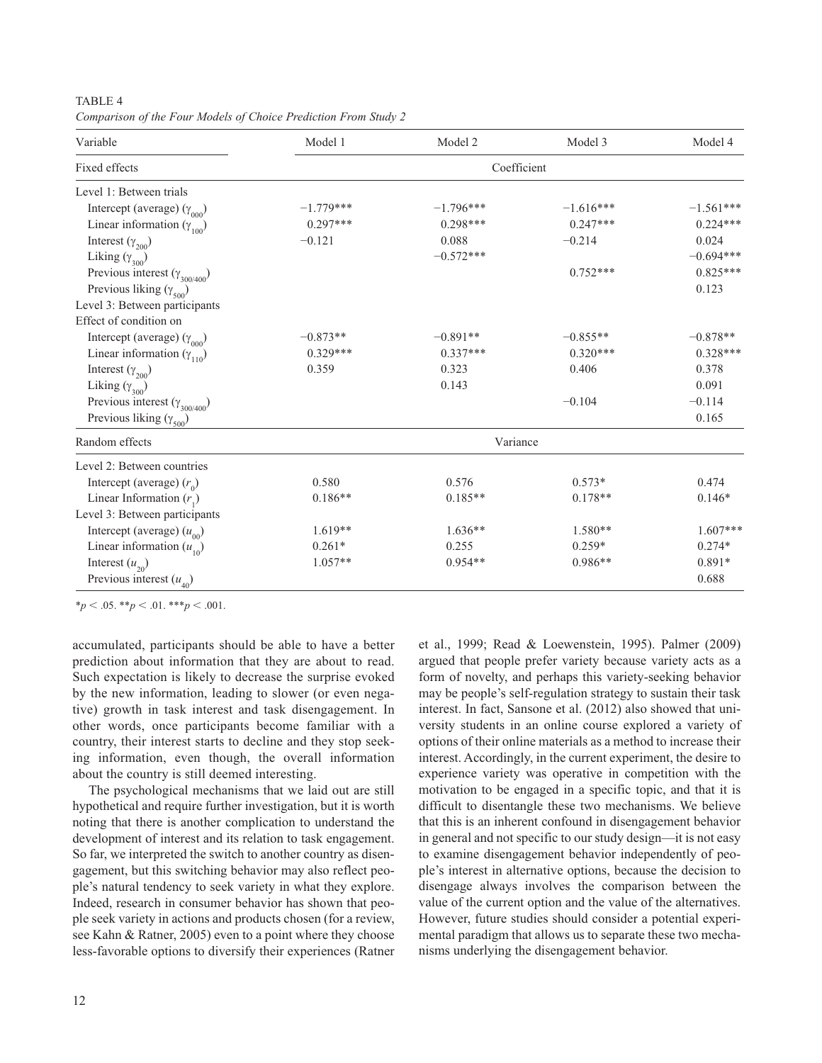TABLE 4

*Comparison of the Four Models of Choice Prediction From Study 2*

| Variable | Model 1 | Model 2 | Model 3 | Model 4 |
|---|---|---|---|---|
| Fixed effects | | Coefficient | | |
| Level 1: Between trials | | | | |
| Intercept (average) ($\gamma_{000}$) | −1.779*** | −1.796*** | −1.616*** | −1.561*** |
| Linear information ($\gamma_{100}$) | 0.297*** | 0.298*** | 0.247*** | 0.224*** |
| Interest ($\gamma_{200}$) | −0.121 | 0.088 | −0.214 | 0.024 |
| Liking ($\gamma_{300}$) | | −0.572*** | | −0.694*** |
| Previous interest ($\gamma_{300/400}$) | | | 0.752*** | 0.825*** |
| Previous liking ($\gamma_{500}$) | | | | 0.123 |
| Level 3: Between participants | | | | |
| Effect of condition on | | | | |
| Intercept (average) ($\gamma_{000}$) | −0.873** | −0.891** | −0.855** | −0.878** |
| Linear information ($\gamma_{110}$) | 0.329*** | 0.337*** | 0.320*** | 0.328*** |
| Interest ($\gamma_{200}$) | 0.359 | 0.323 | 0.406 | 0.378 |
| Liking ($\gamma_{300}$) | | 0.143 | | 0.091 |
| Previous interest ($\gamma_{300/400}$) | | | −0.104 | −0.114 |
| Previous liking ($\gamma_{500}$) | | | | 0.165 |
| Random effects | | Variance | | |
| Level 2: Between countries | | | | |
| Intercept (average) ($r_0$) | 0.580 | 0.576 | 0.573* | 0.474 |
| Linear Information ($r_1$) | 0.186** | 0.185** | 0.178** | 0.146* |
| Level 3: Between participants | | | | |
| Intercept (average) ($u_{00}$) | 1.619** | 1.636** | 1.580** | 1.607*** |
| Linear information ($u_{10}$) | 0.261* | 0.255 | 0.259* | 0.274* |
| Interest ($u_{20}$) | 1.057** | 0.954** | 0.986** | 0.891* |
| Previous interest ($u_{40}$) | | | | 0.688 |

*$p < .05$. **$p < .01$. ***$p < .001$.

accumulated, participants should be able to have a better prediction about information that they are about to read. Such expectation is likely to decrease the surprise evoked by the new information, leading to slower (or even negative) growth in task interest and task disengagement. In other words, once participants become familiar with a country, their interest starts to decline and they stop seeking information, even though, the overall information about the country is still deemed interesting.

The psychological mechanisms that we laid out are still hypothetical and require further investigation, but it is worth noting that there is another complication to understand the development of interest and its relation to task engagement. So far, we interpreted the switch to another country as disengagement, but this switching behavior may also reflect people's natural tendency to seek variety in what they explore. Indeed, research in consumer behavior has shown that people seek variety in actions and products chosen (for a review, see Kahn & Ratner, 2005) even to a point where they choose less-favorable options to diversify their experiences (Ratner et al., 1999; Read & Loewenstein, 1995). Palmer (2009) argued that people prefer variety because variety acts as a form of novelty, and perhaps this variety-seeking behavior may be people's self-regulation strategy to sustain their task interest. In fact, Sansone et al. (2012) also showed that university students in an online course explored a variety of options of their online materials as a method to increase their interest. Accordingly, in the current experiment, the desire to experience variety was operative in competition with the motivation to be engaged in a specific topic, and that it is difficult to disentangle these two mechanisms. We believe that this is an inherent confound in disengagement behavior in general and not specific to our study design—it is not easy to examine disengagement behavior independently of people's interest in alternative options, because the decision to disengage always involves the comparison between the value of the current option and the value of the alternatives. However, future studies should consider a potential experimental paradigm that allows us to separate these two mechanisms underlying the disengagement behavior.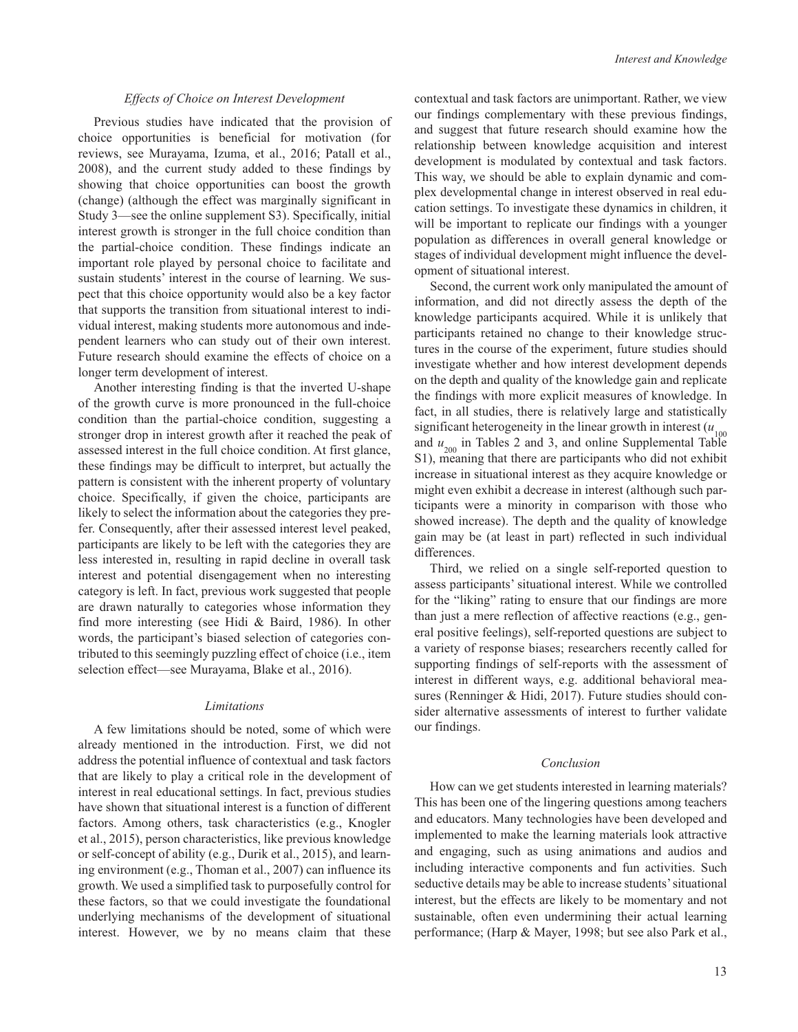### Effects of Choice on Interest Development

Previous studies have indicated that the provision of choice opportunities is beneficial for motivation (for reviews, see Murayama, Izuma, et al., 2016; Patall et al., 2008), and the current study added to these findings by showing that choice opportunities can boost the growth (change) (although the effect was marginally significant in Study 3—see the online supplement S3). Specifically, initial interest growth is stronger in the full choice condition than the partial-choice condition. These findings indicate an important role played by personal choice to facilitate and sustain students' interest in the course of learning. We suspect that this choice opportunity would also be a key factor that supports the transition from situational interest to individual interest, making students more autonomous and independent learners who can study out of their own interest. Future research should examine the effects of choice on a longer term development of interest.

Another interesting finding is that the inverted U-shape of the growth curve is more pronounced in the full-choice condition than the partial-choice condition, suggesting a stronger drop in interest growth after it reached the peak of assessed interest in the full choice condition. At first glance, these findings may be difficult to interpret, but actually the pattern is consistent with the inherent property of voluntary choice. Specifically, if given the choice, participants are likely to select the information about the categories they prefer. Consequently, after their assessed interest level peaked, participants are likely to be left with the categories they are less interested in, resulting in rapid decline in overall task interest and potential disengagement when no interesting category is left. In fact, previous work suggested that people are drawn naturally to categories whose information they find more interesting (see Hidi & Baird, 1986). In other words, the participant's biased selection of categories contributed to this seemingly puzzling effect of choice (i.e., item selection effect—see Murayama, Blake et al., 2016).

### Limitations

A few limitations should be noted, some of which were already mentioned in the introduction. First, we did not address the potential influence of contextual and task factors that are likely to play a critical role in the development of interest in real educational settings. In fact, previous studies have shown that situational interest is a function of different factors. Among others, task characteristics (e.g., Knogler et al., 2015), person characteristics, like previous knowledge or self-concept of ability (e.g., Durik et al., 2015), and learning environment (e.g., Thoman et al., 2007) can influence its growth. We used a simplified task to purposefully control for these factors, so that we could investigate the foundational underlying mechanisms of the development of situational interest. However, we by no means claim that these contextual and task factors are unimportant. Rather, we view our findings complementary with these previous findings, and suggest that future research should examine how the relationship between knowledge acquisition and interest development is modulated by contextual and task factors. This way, we should be able to explain dynamic and complex developmental change in interest observed in real education settings. To investigate these dynamics in children, it will be important to replicate our findings with a younger population as differences in overall general knowledge or stages of individual development might influence the development of situational interest.

Second, the current work only manipulated the amount of information, and did not directly assess the depth of the knowledge participants acquired. While it is unlikely that participants retained no change to their knowledge structures in the course of the experiment, future studies should investigate whether and how interest development depends on the depth and quality of the knowledge gain and replicate the findings with more explicit measures of knowledge. In fact, in all studies, there is relatively large and statistically significant heterogeneity in the linear growth in interest ($u_{100}$ and $u_{200}$ in Tables 2 and 3, and online Supplemental Table S1), meaning that there are participants who did not exhibit increase in situational interest as they acquire knowledge or might even exhibit a decrease in interest (although such participants were a minority in comparison with those who showed increase). The depth and the quality of knowledge gain may be (at least in part) reflected in such individual differences.

Third, we relied on a single self-reported question to assess participants' situational interest. While we controlled for the "liking" rating to ensure that our findings are more than just a mere reflection of affective reactions (e.g., general positive feelings), self-reported questions are subject to a variety of response biases; researchers recently called for supporting findings of self-reports with the assessment of interest in different ways, e.g. additional behavioral measures (Renninger & Hidi, 2017). Future studies should consider alternative assessments of interest to further validate our findings.

### Conclusion

How can we get students interested in learning materials? This has been one of the lingering questions among teachers and educators. Many technologies have been developed and implemented to make the learning materials look attractive and engaging, such as using animations and audios and including interactive components and fun activities. Such seductive details may be able to increase students' situational interest, but the effects are likely to be momentary and not sustainable, often even undermining their actual learning performance; (Harp & Mayer, 1998; but see also Park et al.,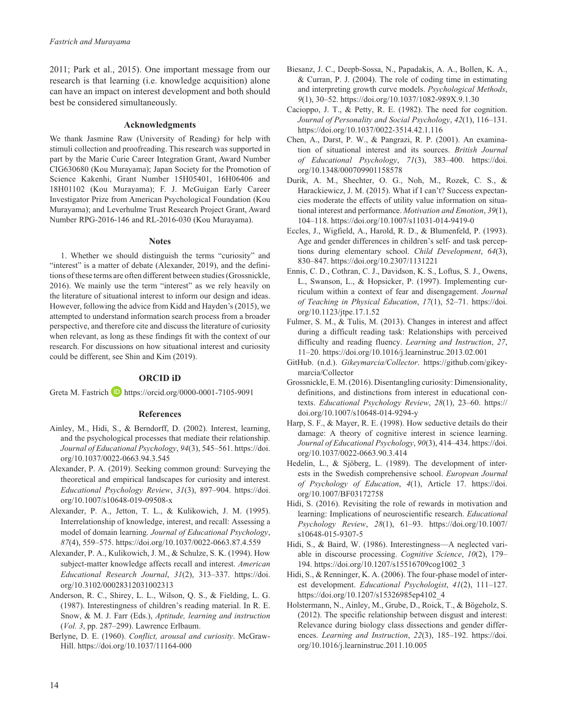2011; Park et al., 2015). One important message from our research is that learning (i.e. knowledge acquisition) alone can have an impact on interest development and both should best be considered simultaneously.

## Acknowledgments

We thank Jasmine Raw (University of Reading) for help with stimuli collection and proofreading. This research was supported in part by the Marie Curie Career Integration Grant, Award Number CIG630680 (Kou Murayama); Japan Society for the Promotion of Science Kakenhi, Grant Number 15H05401, 16H06406 and 18H01102 (Kou Murayama); F. J. McGuigan Early Career Investigator Prize from American Psychological Foundation (Kou Murayama); and Leverhulme Trust Research Project Grant, Award Number RPG-2016-146 and RL-2016-030 (Kou Murayama).

## Notes

1. Whether we should distinguish the terms "curiosity" and "interest" is a matter of debate (Alexander, 2019), and the definitions of these terms are often different between studies (Grossnickle, 2016). We mainly use the term "interest" as we rely heavily on the literature of situational interest to inform our design and ideas. However, following the advice from Kidd and Hayden's (2015), we attempted to understand information search process from a broader perspective, and therefore cite and discuss the literature of curiosity when relevant, as long as these findings fit with the context of our research. For discussions on how situational interest and curiosity could be different, see Shin and Kim (2019).

## ORCID iD

Greta M. Fastrich https://orcid.org/0000-0001-7105-9091

## References

Ainley, M., Hidi, S., & Berndorff, D. (2002). Interest, learning, and the psychological processes that mediate their relationship. *Journal of Educational Psychology*, *94*(3), 545–561. https://doi.org/10.1037/0022-0663.94.3.545

Alexander, P. A. (2019). Seeking common ground: Surveying the theoretical and empirical landscapes for curiosity and interest. *Educational Psychology Review*, *31*(3), 897–904. https://doi.org/10.1007/s10648-019-09508-x

Alexander, P. A., Jetton, T. L., & Kulikowich, J. M. (1995). Interrelationship of knowledge, interest, and recall: Assessing a model of domain learning. *Journal of Educational Psychology*, *87*(4), 559–575. https://doi.org/10.1037/0022-0663.87.4.559

Alexander, P. A., Kulikowich, J. M., & Schulze, S. K. (1994). How subject-matter knowledge affects recall and interest. *American Educational Research Journal*, *31*(2), 313–337. https://doi.org/10.3102/00028312031002313

Anderson, R. C., Shirey, L. L., Wilson, Q. S., & Fielding, L. G. (1987). Interestingness of children's reading material. In R. E. Snow, & M. J. Farr (Eds.), *Aptitude, learning and instruction* (*Vol. 3*, pp. 287–299). Lawrence Erlbaum.

Berlyne, D. E. (1960). *Conflict, arousal and curiosity*. McGraw-Hill. https://doi.org/10.1037/11164-000

Biesanz, J. C., Deepb-Sossa, N., Papadakis, A. A., Bollen, K. A., & Curran, P. J. (2004). The role of coding time in estimating and interpreting growth curve models. *Psychological Methods*, *9*(1), 30–52. https://doi.org/10.1037/1082-989X.9.1.30

Cacioppo, J. T., & Petty, R. E. (1982). The need for cognition. *Journal of Personality and Social Psychology*, *42*(1), 116–131. https://doi.org/10.1037/0022-3514.42.1.116

Chen, A., Darst, P. W., & Pangrazi, R. P. (2001). An examination of situational interest and its sources. *British Journal of Educational Psychology*, *71*(3), 383–400. https://doi.org/10.1348/000709901158578

Durik, A. M., Shechter, O. G., Noh, M., Rozek, C. S., & Harackiewicz, J. M. (2015). What if I can't? Success expectancies moderate the effects of utility value information on situational interest and performance. *Motivation and Emotion*, *39*(1), 104–118. https://doi.org/10.1007/s11031-014-9419-0

Eccles, J., Wigfield, A., Harold, R. D., & Blumenfeld, P. (1993). Age and gender differences in children's self- and task perceptions during elementary school. *Child Development*, *64*(3), 830–847. https://doi.org/10.2307/1131221

Ennis, C. D., Cothran, C. J., Davidson, K. S., Loftus, S. J., Owens, L., Swanson, L., & Hopsicker, P. (1997). Implementing curriculum within a context of fear and disengagement. *Journal of Teaching in Physical Education*, *17*(1), 52–71. https://doi.org/10.1123/jtpe.17.1.52

Fulmer, S. M., & Tulis, M. (2013). Changes in interest and affect during a difficult reading task: Relationships with perceived difficulty and reading fluency. *Learning and Instruction*, *27*, 11–20. https://doi.org/10.1016/j.learninstruc.2013.02.001

GitHub. (n.d.). *Gikeymarcia/Collector*. https://github.com/gikeymarcia/Collector

Grossnickle, E. M. (2016). Disentangling curiosity: Dimensionality, definitions, and distinctions from interest in educational contexts. *Educational Psychology Review*, *28*(1), 23–60. https://doi.org/10.1007/s10648-014-9294-y

Harp, S. F., & Mayer, R. E. (1998). How seductive details do their damage: A theory of cognitive interest in science learning. *Journal of Educational Psychology*, *90*(3), 414–434. https://doi.org/10.1037/0022-0663.90.3.414

Hedelin, L., & Sjöberg, L. (1989). The development of interests in the Swedish comprehensive school. *European Journal of Psychology of Education*, *4*(1), Article 17. https://doi.org/10.1007/BF03172758

Hidi, S. (2016). Revisiting the role of rewards in motivation and learning: Implications of neuroscientific research. *Educational Psychology Review*, *28*(1), 61–93. https://doi.org/10.1007/s10648-015-9307-5

Hidi, S., & Baird, W. (1986). Interestingness—A neglected variable in discourse processing. *Cognitive Science*, *10*(2), 179–194. https://doi.org/10.1207/s15516709cog1002_3

Hidi, S., & Renninger, K. A. (2006). The four-phase model of interest development. *Educational Psychologist*, *41*(2), 111–127. https://doi.org/10.1207/s15326985ep4102_4

Holstermann, N., Ainley, M., Grube, D., Roick, T., & Bögeholz, S. (2012). The specific relationship between disgust and interest: Relevance during biology class dissections and gender differences. *Learning and Instruction*, *22*(3), 185–192. https://doi.org/10.1016/j.learninstruc.2011.10.005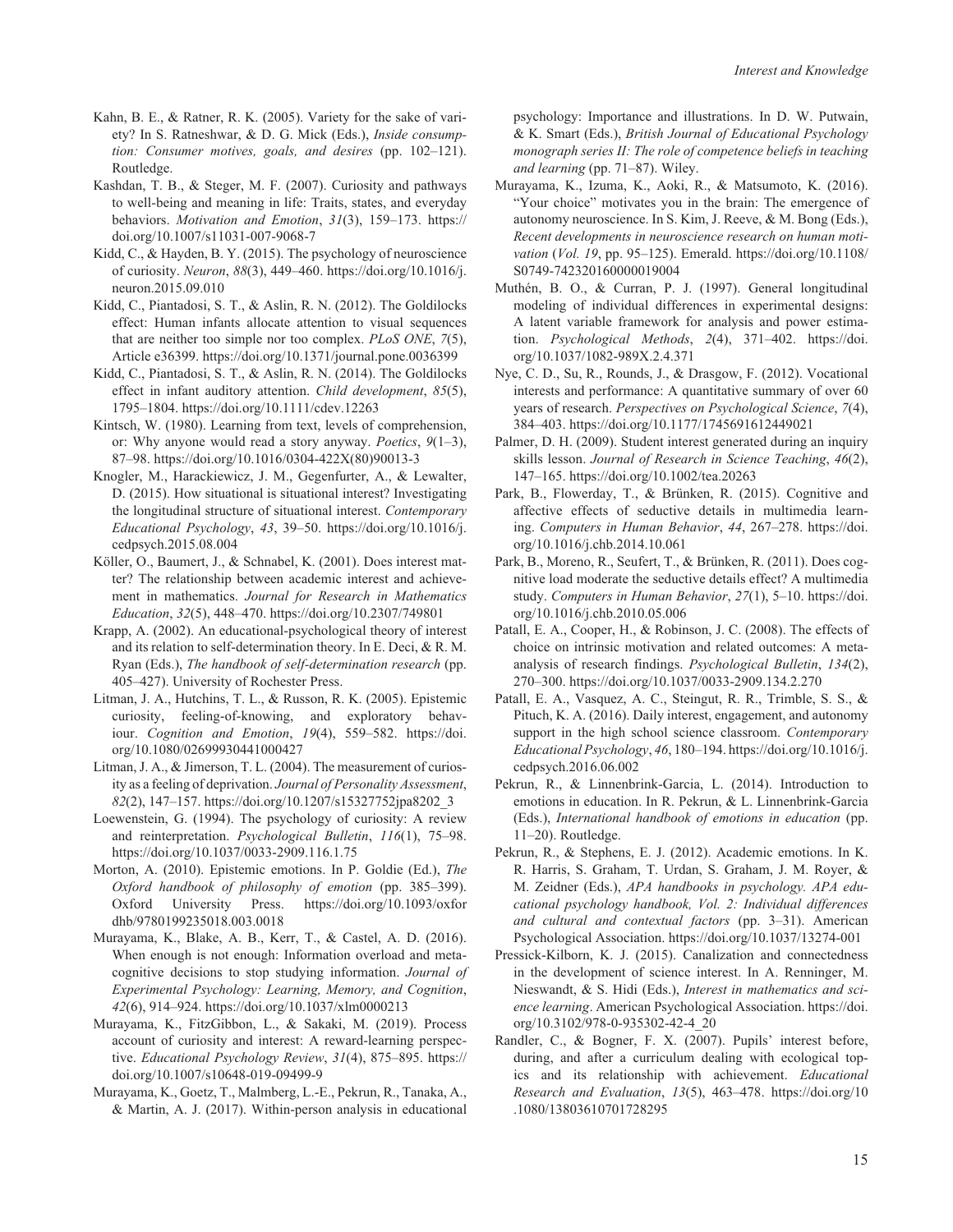Kahn, B. E., & Ratner, R. K. (2005). Variety for the sake of variety? In S. Ratneshwar, & D. G. Mick (Eds.), *Inside consumption: Consumer motives, goals, and desires* (pp. 102–121). Routledge.

Kashdan, T. B., & Steger, M. F. (2007). Curiosity and pathways to well-being and meaning in life: Traits, states, and everyday behaviors. *Motivation and Emotion*, *31*(3), 159–173. https://doi.org/10.1007/s11031-007-9068-7

Kidd, C., & Hayden, B. Y. (2015). The psychology of neuroscience of curiosity. *Neuron*, *88*(3), 449–460. https://doi.org/10.1016/j.neuron.2015.09.010

Kidd, C., Piantadosi, S. T., & Aslin, R. N. (2012). The Goldilocks effect: Human infants allocate attention to visual sequences that are neither too simple nor too complex. *PLoS ONE*, *7*(5), Article e36399. https://doi.org/10.1371/journal.pone.0036399

Kidd, C., Piantadosi, S. T., & Aslin, R. N. (2014). The Goldilocks effect in infant auditory attention. *Child development*, *85*(5), 1795–1804. https://doi.org/10.1111/cdev.12263

Kintsch, W. (1980). Learning from text, levels of comprehension, or: Why anyone would read a story anyway. *Poetics*, *9*(1–3), 87–98. https://doi.org/10.1016/0304-422X(80)90013-3

Knogler, M., Harackiewicz, J. M., Gegenfurter, A., & Lewalter, D. (2015). How situational is situational interest? Investigating the longitudinal structure of situational interest. *Contemporary Educational Psychology*, *43*, 39–50. https://doi.org/10.1016/j.cedpsych.2015.08.004

Köller, O., Baumert, J., & Schnabel, K. (2001). Does interest matter? The relationship between academic interest and achievement in mathematics. *Journal for Research in Mathematics Education*, *32*(5), 448–470. https://doi.org/10.2307/749801

Krapp, A. (2002). An educational-psychological theory of interest and its relation to self-determination theory. In E. Deci, & R. M. Ryan (Eds.), *The handbook of self-determination research* (pp. 405–427). University of Rochester Press.

Litman, J. A., Hutchins, T. L., & Russon, R. K. (2005). Epistemic curiosity, feeling-of-knowing, and exploratory behaviour. *Cognition and Emotion*, *19*(4), 559–582. https://doi.org/10.1080/02699930441000427

Litman, J. A., & Jimerson, T. L. (2004). The measurement of curiosity as a feeling of deprivation. *Journal of Personality Assessment*, *82*(2), 147–157. https://doi.org/10.1207/s15327752jpa8202_3

Loewenstein, G. (1994). The psychology of curiosity: A review and reinterpretation. *Psychological Bulletin*, *116*(1), 75–98. https://doi.org/10.1037/0033-2909.116.1.75

Morton, A. (2010). Epistemic emotions. In P. Goldie (Ed.), *The Oxford handbook of philosophy of emotion* (pp. 385–399). Oxford University Press. https://doi.org/10.1093/oxfordhb/9780199235018.003.0018

Murayama, K., Blake, A. B., Kerr, T., & Castel, A. D. (2016). When enough is not enough: Information overload and metacognitive decisions to stop studying information. *Journal of Experimental Psychology: Learning, Memory, and Cognition*, *42*(6), 914–924. https://doi.org/10.1037/xlm0000213

Murayama, K., FitzGibbon, L., & Sakaki, M. (2019). Process account of curiosity and interest: A reward-learning perspective. *Educational Psychology Review*, *31*(4), 875–895. https://doi.org/10.1007/s10648-019-09499-9

Murayama, K., Goetz, T., Malmberg, L.-E., Pekrun, R., Tanaka, A., & Martin, A. J. (2017). Within-person analysis in educational psychology: Importance and illustrations. In D. W. Putwain, & K. Smart (Eds.), *British Journal of Educational Psychology monograph series II: The role of competence beliefs in teaching and learning* (pp. 71–87). Wiley.

Murayama, K., Izuma, K., Aoki, R., & Matsumoto, K. (2016). "Your choice" motivates you in the brain: The emergence of autonomy neuroscience. In S. Kim, J. Reeve, & M. Bong (Eds.), *Recent developments in neuroscience research on human motivation* (*Vol. 19*, pp. 95–125). Emerald. https://doi.org/10.1108/S0749-742320160000019004

Muthén, B. O., & Curran, P. J. (1997). General longitudinal modeling of individual differences in experimental designs: A latent variable framework for analysis and power estimation. *Psychological Methods*, *2*(4), 371–402. https://doi.org/10.1037/1082-989X.2.4.371

Nye, C. D., Su, R., Rounds, J., & Drasgow, F. (2012). Vocational interests and performance: A quantitative summary of over 60 years of research. *Perspectives on Psychological Science*, *7*(4), 384–403. https://doi.org/10.1177/1745691612449021

Palmer, D. H. (2009). Student interest generated during an inquiry skills lesson. *Journal of Research in Science Teaching*, *46*(2), 147–165. https://doi.org/10.1002/tea.20263

Park, B., Flowerday, T., & Brünken, R. (2015). Cognitive and affective effects of seductive details in multimedia learning. *Computers in Human Behavior*, *44*, 267–278. https://doi.org/10.1016/j.chb.2014.10.061

Park, B., Moreno, R., Seufert, T., & Brünken, R. (2011). Does cognitive load moderate the seductive details effect? A multimedia study. *Computers in Human Behavior*, *27*(1), 5–10. https://doi.org/10.1016/j.chb.2010.05.006

Patall, E. A., Cooper, H., & Robinson, J. C. (2008). The effects of choice on intrinsic motivation and related outcomes: A meta-analysis of research findings. *Psychological Bulletin*, *134*(2), 270–300. https://doi.org/10.1037/0033-2909.134.2.270

Patall, E. A., Vasquez, A. C., Steingut, R. R., Trimble, S. S., & Pituch, K. A. (2016). Daily interest, engagement, and autonomy support in the high school science classroom. *Contemporary Educational Psychology*, *46*, 180–194. https://doi.org/10.1016/j.cedpsych.2016.06.002

Pekrun, R., & Linnenbrink-Garcia, L. (2014). Introduction to emotions in education. In R. Pekrun, & L. Linnenbrink-Garcia (Eds.), *International handbook of emotions in education* (pp. 11–20). Routledge.

Pekrun, R., & Stephens, E. J. (2012). Academic emotions. In K. R. Harris, S. Graham, T. Urdan, S. Graham, J. M. Royer, & M. Zeidner (Eds.), *APA handbooks in psychology. APA educational psychology handbook, Vol. 2: Individual differences and cultural and contextual factors* (pp. 3–31). American Psychological Association. https://doi.org/10.1037/13274-001

Pressick-Kilborn, K. J. (2015). Canalization and connectedness in the development of science interest. In A. Renninger, M. Nieswandt, & S. Hidi (Eds.), *Interest in mathematics and science learning*. American Psychological Association. https://doi.org/10.3102/978-0-935302-42-4_20

Randler, C., & Bogner, F. X. (2007). Pupils' interest before, during, and after a curriculum dealing with ecological topics and its relationship with achievement. *Educational Research and Evaluation*, *13*(5), 463–478. https://doi.org/10.1080/13803610701728295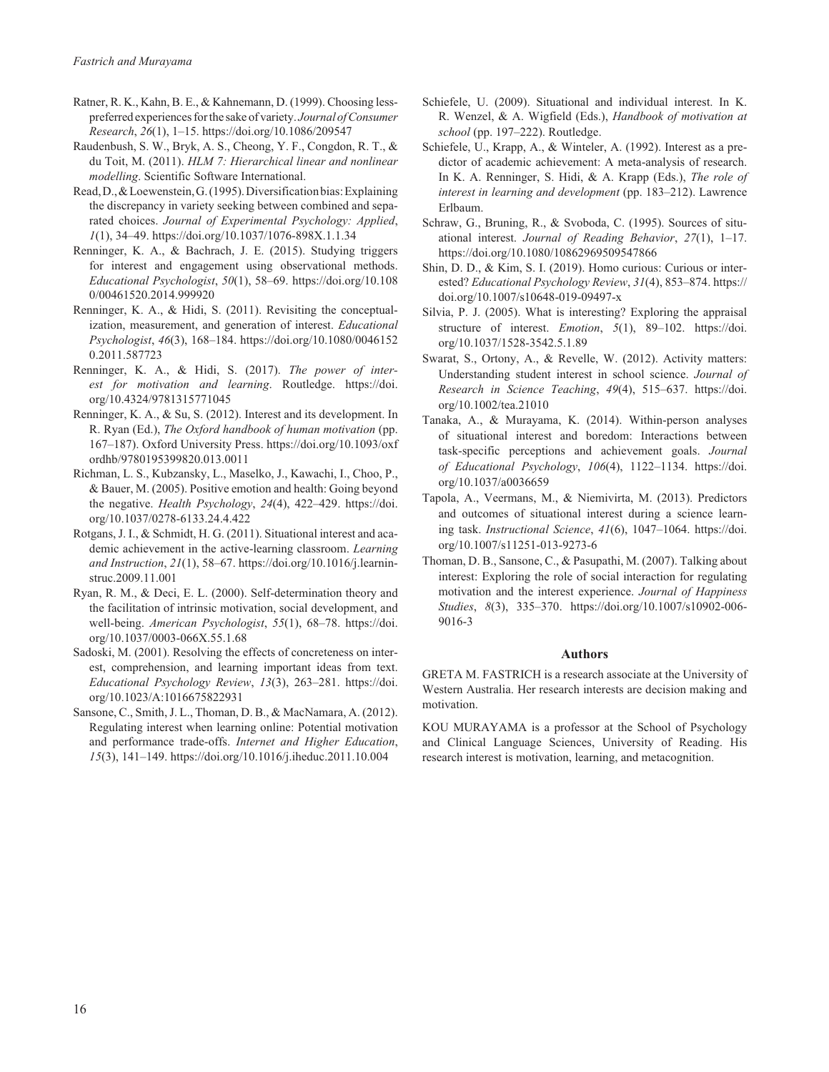Ratner, R. K., Kahn, B. E., & Kahnemann, D. (1999). Choosing less-preferred experiences for the sake of variety. *Journal of Consumer Research*, *26*(1), 1–15. https://doi.org/10.1086/209547

Raudenbush, S. W., Bryk, A. S., Cheong, Y. F., Congdon, R. T., & du Toit, M. (2011). *HLM 7: Hierarchical linear and nonlinear modelling*. Scientific Software International.

Read, D., & Loewenstein, G. (1995). Diversification bias: Explaining the discrepancy in variety seeking between combined and separated choices. *Journal of Experimental Psychology: Applied*, *1*(1), 34–49. https://doi.org/10.1037/1076-898X.1.1.34

Renninger, K. A., & Bachrach, J. E. (2015). Studying triggers for interest and engagement using observational methods. *Educational Psychologist*, *50*(1), 58–69. https://doi.org/10.1080/00461520.2014.999920

Renninger, K. A., & Hidi, S. (2011). Revisiting the conceptualization, measurement, and generation of interest. *Educational Psychologist*, *46*(3), 168–184. https://doi.org/10.1080/00461520.2011.587723

Renninger, K. A., & Hidi, S. (2017). *The power of interest for motivation and learning*. Routledge. https://doi.org/10.4324/9781315771045

Renninger, K. A., & Su, S. (2012). Interest and its development. In R. Ryan (Ed.), *The Oxford handbook of human motivation* (pp. 167–187). Oxford University Press. https://doi.org/10.1093/oxfordhb/9780195399820.013.0011

Richman, L. S., Kubzansky, L., Maselko, J., Kawachi, I., Choo, P., & Bauer, M. (2005). Positive emotion and health: Going beyond the negative. *Health Psychology*, *24*(4), 422–429. https://doi.org/10.1037/0278-6133.24.4.422

Rotgans, J. I., & Schmidt, H. G. (2011). Situational interest and academic achievement in the active-learning classroom. *Learning and Instruction*, *21*(1), 58–67. https://doi.org/10.1016/j.learninstruc.2009.11.001

Ryan, R. M., & Deci, E. L. (2000). Self-determination theory and the facilitation of intrinsic motivation, social development, and well-being. *American Psychologist*, *55*(1), 68–78. https://doi.org/10.1037/0003-066X.55.1.68

Sadoski, M. (2001). Resolving the effects of concreteness on interest, comprehension, and learning important ideas from text. *Educational Psychology Review*, *13*(3), 263–281. https://doi.org/10.1023/A:1016675822931

Sansone, C., Smith, J. L., Thoman, D. B., & MacNamara, A. (2012). Regulating interest when learning online: Potential motivation and performance trade-offs. *Internet and Higher Education*, *15*(3), 141–149. https://doi.org/10.1016/j.iheduc.2011.10.004

Schiefele, U. (2009). Situational and individual interest. In K. R. Wenzel, & A. Wigfield (Eds.), *Handbook of motivation at school* (pp. 197–222). Routledge.

Schiefele, U., Krapp, A., & Winteler, A. (1992). Interest as a predictor of academic achievement: A meta-analysis of research. In K. A. Renninger, S. Hidi, & A. Krapp (Eds.), *The role of interest in learning and development* (pp. 183–212). Lawrence Erlbaum.

Schraw, G., Bruning, R., & Svoboda, C. (1995). Sources of situational interest. *Journal of Reading Behavior*, *27*(1), 1–17. https://doi.org/10.1080/10862969509547866

Shin, D. D., & Kim, S. I. (2019). Homo curious: Curious or interested? *Educational Psychology Review*, *31*(4), 853–874. https://doi.org/10.1007/s10648-019-09497-x

Silvia, P. J. (2005). What is interesting? Exploring the appraisal structure of interest. *Emotion*, *5*(1), 89–102. https://doi.org/10.1037/1528-3542.5.1.89

Swarat, S., Ortony, A., & Revelle, W. (2012). Activity matters: Understanding student interest in school science. *Journal of Research in Science Teaching*, *49*(4), 515–637. https://doi.org/10.1002/tea.21010

Tanaka, A., & Murayama, K. (2014). Within-person analyses of situational interest and boredom: Interactions between task-specific perceptions and achievement goals. *Journal of Educational Psychology*, *106*(4), 1122–1134. https://doi.org/10.1037/a0036659

Tapola, A., Veermans, M., & Niemivirta, M. (2013). Predictors and outcomes of situational interest during a science learning task. *Instructional Science*, *41*(6), 1047–1064. https://doi.org/10.1007/s11251-013-9273-6

Thoman, D. B., Sansone, C., & Pasupathi, M. (2007). Talking about interest: Exploring the role of social interaction for regulating motivation and the interest experience. *Journal of Happiness Studies*, *8*(3), 335–370. https://doi.org/10.1007/s10902-006-9016-3

## Authors

GRETA M. FASTRICH is a research associate at the University of Western Australia. Her research interests are decision making and motivation.

KOU MURAYAMA is a professor at the School of Psychology and Clinical Language Sciences, University of Reading. His research interest is motivation, learning, and metacognition.